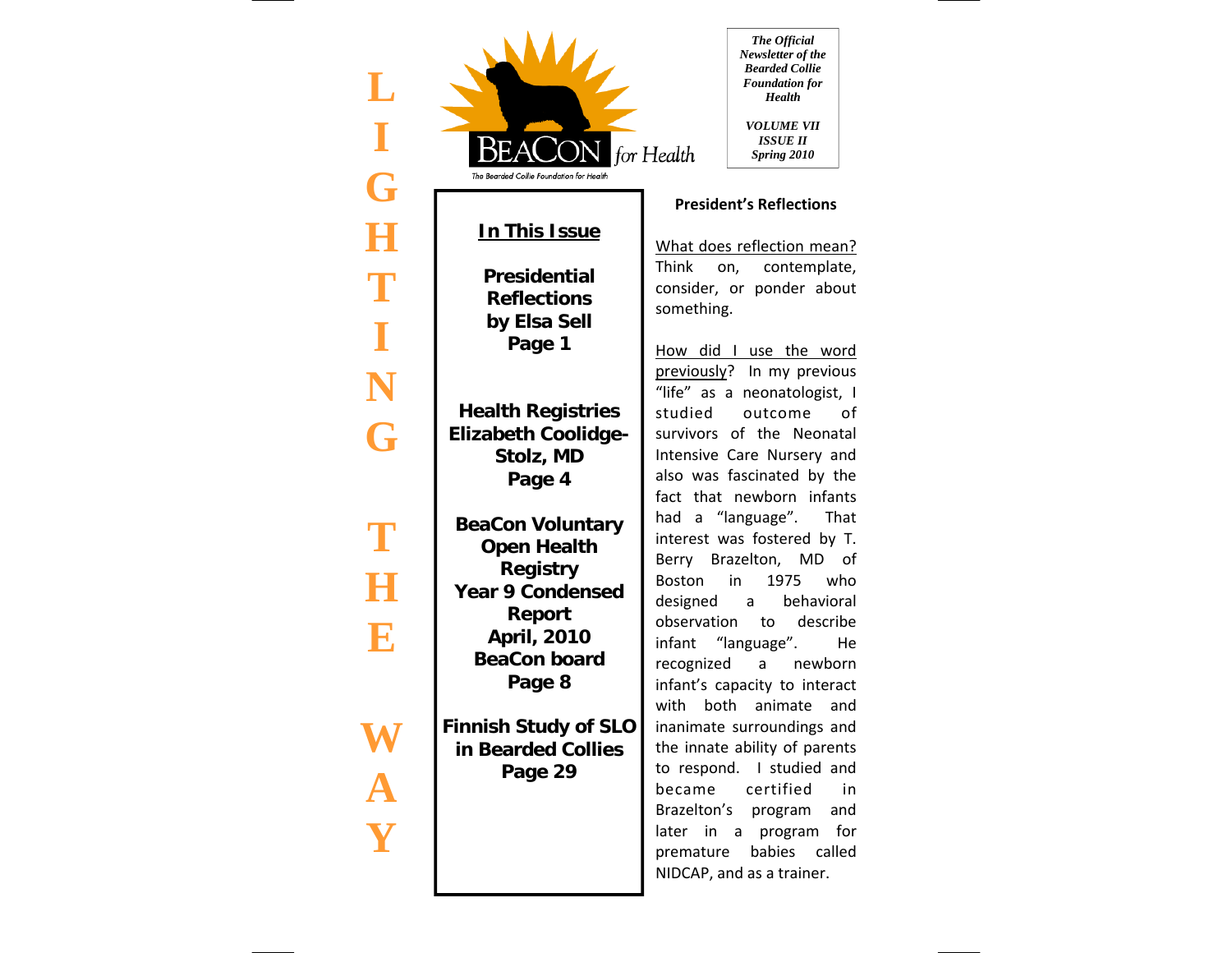LIGHTING THE WAY

BEACON for Health

The Bearded Collie Foundation for Health

*The Official Newsletter of the Bearded Collie Foundation for Health*

*VOLUME VII*
*ISSUE II*
*Spring 2010*

## In This Issue

**Presidential Reflections by Elsa Sell**
**Page 1**

**Health Registries Elizabeth Coolidge-Stolz, MD**
**Page 4**

**BeaCon Voluntary Open Health Registry Year 9 Condensed Report April, 2010 BeaCon board**
**Page 8**

**Finnish Study of SLO in Bearded Collies**
**Page 29**

## President's Reflections

What does reflection mean? Think on, contemplate, consider, or ponder about something.

How did I use the word previously? In my previous "life" as a neonatologist, I studied outcome of survivors of the Neonatal Intensive Care Nursery and also was fascinated by the fact that newborn infants had a "language". That interest was fostered by T. Berry Brazelton, MD of Boston in 1975 who designed a behavioral observation to describe infant "language". He recognized a newborn infant's capacity to interact with both animate and inanimate surroundings and the innate ability of parents to respond. I studied and became certified in Brazelton's program and later in a program for premature babies called NIDCAP, and as a trainer.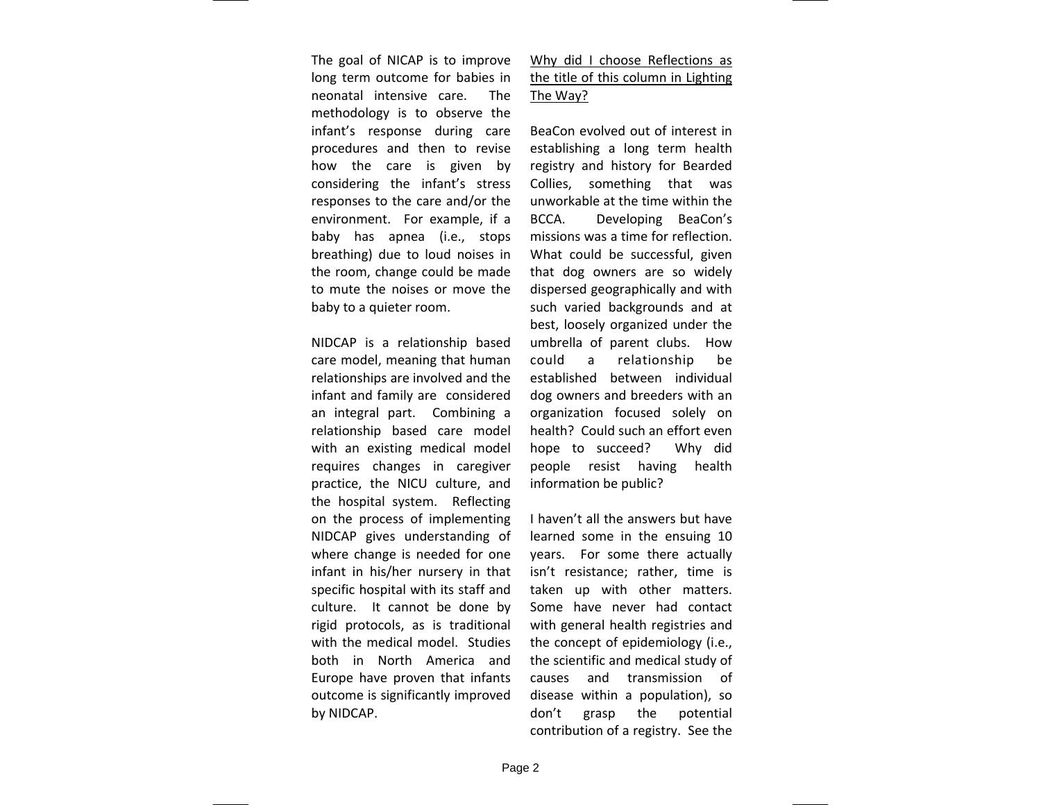The goal of NICAP is to improve long term outcome for babies in neonatal intensive care. The methodology is to observe the infant's response during care procedures and then to revise how the care is given by considering the infant's stress responses to the care and/or the environment. For example, if a baby has apnea (i.e., stops breathing) due to loud noises in the room, change could be made to mute the noises or move the baby to a quieter room.

NIDCAP is a relationship based care model, meaning that human relationships are involved and the infant and family are considered an integral part. Combining a relationship based care model with an existing medical model requires changes in caregiver practice, the NICU culture, and the hospital system. Reflecting on the process of implementing NIDCAP gives understanding of where change is needed for one infant in his/her nursery in that specific hospital with its staff and culture. It cannot be done by rigid protocols, as is traditional with the medical model. Studies both in North America and Europe have proven that infants outcome is significantly improved by NIDCAP.

<u>Why did I choose Reflections as the title of this column in Lighting The Way?</u>

BeaCon evolved out of interest in establishing a long term health registry and history for Bearded Collies, something that was unworkable at the time within the BCCA. Developing BeaCon's missions was a time for reflection. What could be successful, given that dog owners are so widely dispersed geographically and with such varied backgrounds and at best, loosely organized under the umbrella of parent clubs. How could a relationship be established between individual dog owners and breeders with an organization focused solely on health? Could such an effort even hope to succeed? Why did people resist having health information be public?

I haven't all the answers but have learned some in the ensuing 10 years. For some there actually isn't resistance; rather, time is taken up with other matters. Some have never had contact with general health registries and the concept of epidemiology (i.e., the scientific and medical study of causes and transmission of disease within a population), so don't grasp the potential contribution of a registry. See the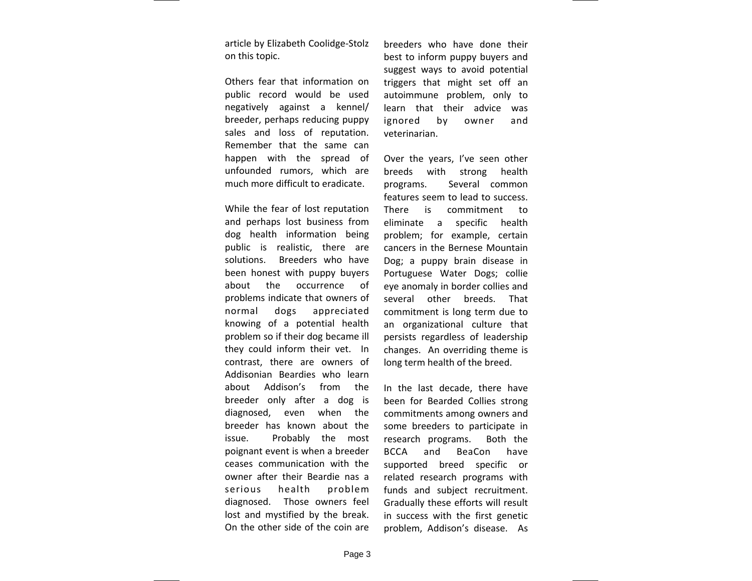article by Elizabeth Coolidge-Stolz on this topic.

Others fear that information on public record would be used negatively against a kennel/ breeder, perhaps reducing puppy sales and loss of reputation. Remember that the same can happen with the spread of unfounded rumors, which are much more difficult to eradicate.

While the fear of lost reputation and perhaps lost business from dog health information being public is realistic, there are solutions. Breeders who have been honest with puppy buyers about the occurrence of problems indicate that owners of normal dogs appreciated knowing of a potential health problem so if their dog became ill they could inform their vet. In contrast, there are owners of Addisonian Beardies who learn about Addison's from the breeder only after a dog is diagnosed, even when the breeder has known about the issue. Probably the most poignant event is when a breeder ceases communication with the owner after their Beardie nas a serious health problem diagnosed. Those owners feel lost and mystified by the break. On the other side of the coin are breeders who have done their best to inform puppy buyers and suggest ways to avoid potential triggers that might set off an autoimmune problem, only to learn that their advice was ignored by owner and veterinarian.

Over the years, I've seen other breeds with strong health programs. Several common features seem to lead to success. There is commitment to eliminate a specific health problem; for example, certain cancers in the Bernese Mountain Dog; a puppy brain disease in Portuguese Water Dogs; collie eye anomaly in border collies and several other breeds. That commitment is long term due to an organizational culture that persists regardless of leadership changes. An overriding theme is long term health of the breed.

In the last decade, there have been for Bearded Collies strong commitments among owners and some breeders to participate in research programs. Both the BCCA and BeaCon have supported breed specific or related research programs with funds and subject recruitment. Gradually these efforts will result in success with the first genetic problem, Addison's disease. As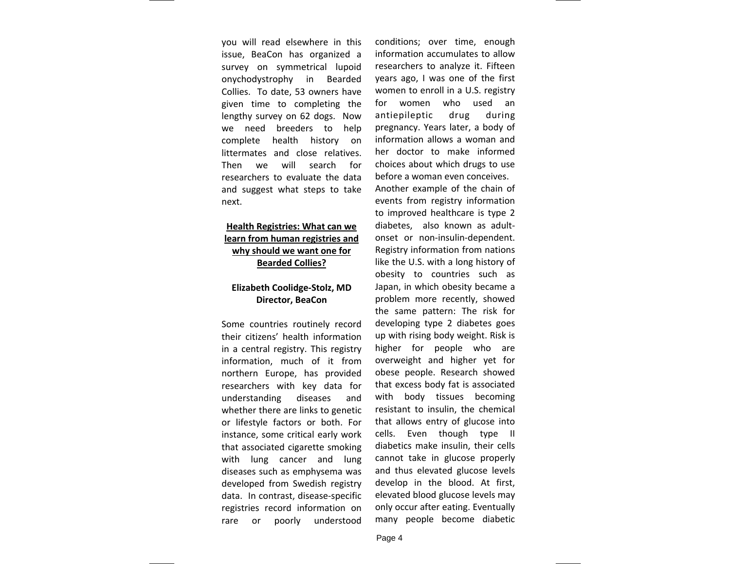you will read elsewhere in this issue, BeaCon has organized a survey on symmetrical lupoid onychodystrophy in Bearded Collies. To date, 53 owners have given time to completing the lengthy survey on 62 dogs. Now we need breeders to help complete health history on littermates and close relatives. Then we will search for researchers to evaluate the data and suggest what steps to take next.

## Health Registries: What can we learn from human registries and why should we want one for Bearded Collies?

**Elizabeth Coolidge-Stolz, MD**
**Director, BeaCon**

Some countries routinely record their citizens' health information in a central registry. This registry information, much of it from northern Europe, has provided researchers with key data for understanding diseases and whether there are links to genetic or lifestyle factors or both. For instance, some critical early work that associated cigarette smoking with lung cancer and lung diseases such as emphysema was developed from Swedish registry data. In contrast, disease-specific registries record information on rare or poorly understood conditions; over time, enough information accumulates to allow researchers to analyze it. Fifteen years ago, I was one of the first women to enroll in a U.S. registry for women who used an antiepileptic drug during pregnancy. Years later, a body of information allows a woman and her doctor to make informed choices about which drugs to use before a woman even conceives.

Another example of the chain of events from registry information to improved healthcare is type 2 diabetes, also known as adult-onset or non-insulin-dependent. Registry information from nations like the U.S. with a long history of obesity to countries such as Japan, in which obesity became a problem more recently, showed the same pattern: The risk for developing type 2 diabetes goes up with rising body weight. Risk is higher for people who are overweight and higher yet for obese people. Research showed that excess body fat is associated with body tissues becoming resistant to insulin, the chemical that allows entry of glucose into cells. Even though type II diabetics make insulin, their cells cannot take in glucose properly and thus elevated glucose levels develop in the blood. At first, elevated blood glucose levels may only occur after eating. Eventually many people become diabetic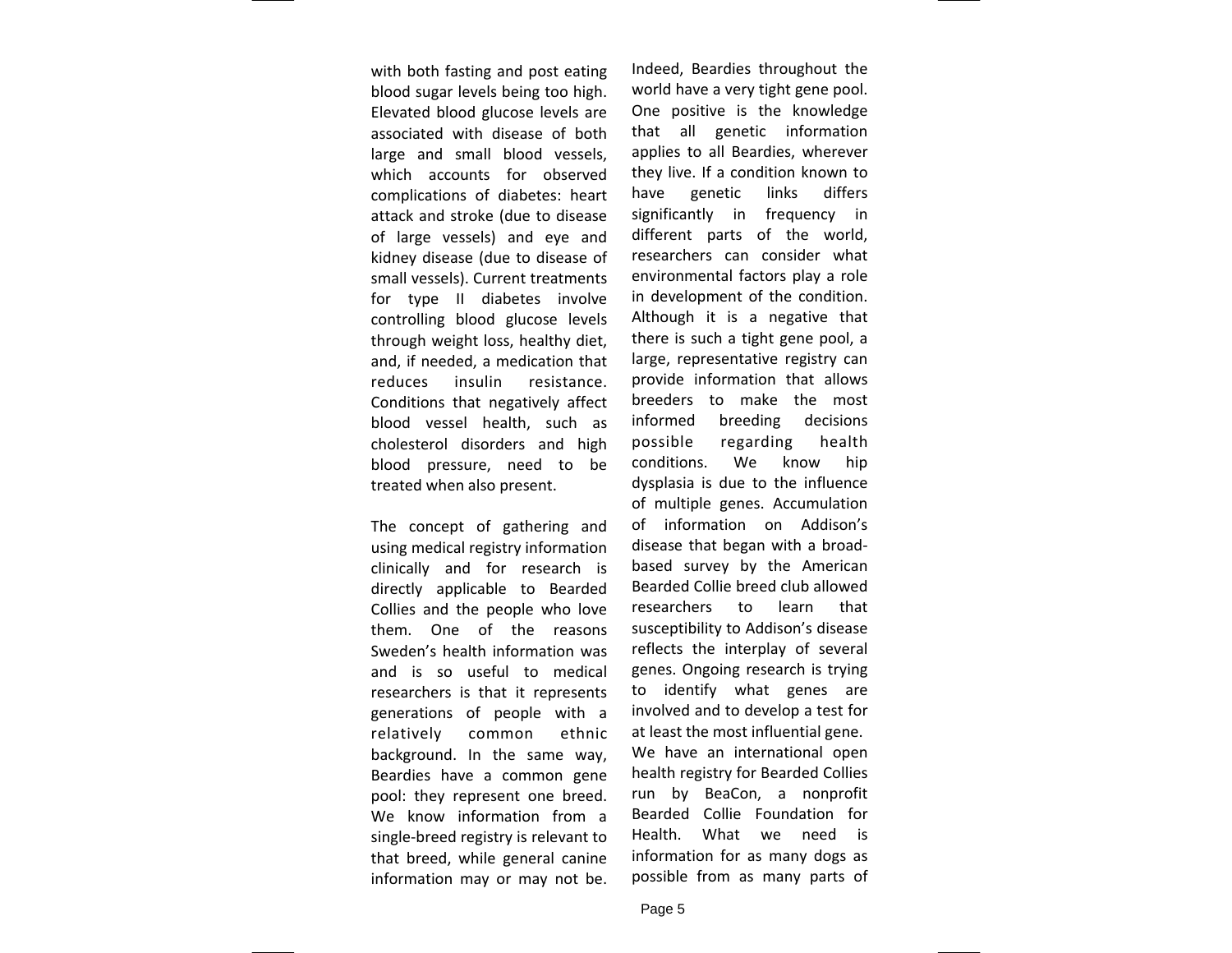with both fasting and post eating blood sugar levels being too high. Elevated blood glucose levels are associated with disease of both large and small blood vessels, which accounts for observed complications of diabetes: heart attack and stroke (due to disease of large vessels) and eye and kidney disease (due to disease of small vessels). Current treatments for type II diabetes involve controlling blood glucose levels through weight loss, healthy diet, and, if needed, a medication that reduces insulin resistance. Conditions that negatively affect blood vessel health, such as cholesterol disorders and high blood pressure, need to be treated when also present.

The concept of gathering and using medical registry information clinically and for research is directly applicable to Bearded Collies and the people who love them. One of the reasons Sweden's health information was and is so useful to medical researchers is that it represents generations of people with a relatively common ethnic background. In the same way, Beardies have a common gene pool: they represent one breed. We know information from a single-breed registry is relevant to that breed, while general canine information may or may not be. Indeed, Beardies throughout the world have a very tight gene pool. One positive is the knowledge that all genetic information applies to all Beardies, wherever they live. If a condition known to have genetic links differs significantly in frequency in different parts of the world, researchers can consider what environmental factors play a role in development of the condition. Although it is a negative that there is such a tight gene pool, a large, representative registry can provide information that allows breeders to make the most informed breeding decisions possible regarding health conditions. We know hip dysplasia is due to the influence of multiple genes. Accumulation of information on Addison's disease that began with a broad-based survey by the American Bearded Collie breed club allowed researchers to learn that susceptibility to Addison's disease reflects the interplay of several genes. Ongoing research is trying to identify what genes are involved and to develop a test for at least the most influential gene. We have an international open health registry for Bearded Collies run by BeaCon, a nonprofit Bearded Collie Foundation for Health. What we need is information for as many dogs as possible from as many parts of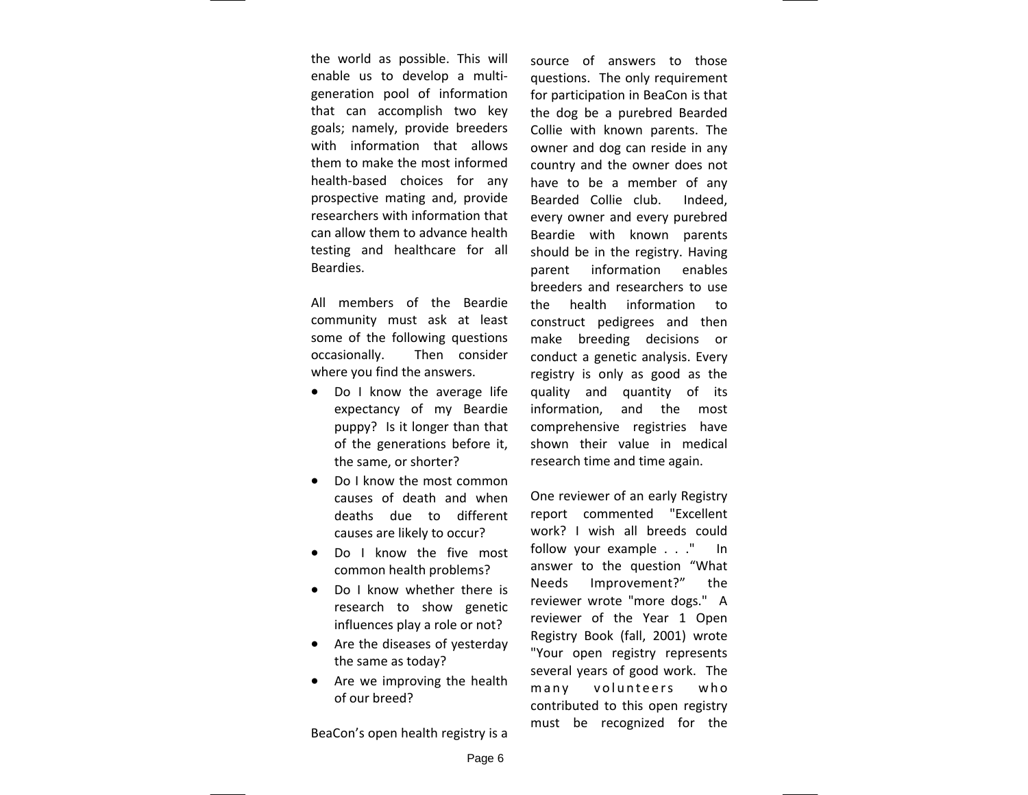the world as possible. This will enable us to develop a multi-generation pool of information that can accomplish two key goals; namely, provide breeders with information that allows them to make the most informed health-based choices for any prospective mating and, provide researchers with information that can allow them to advance health testing and healthcare for all Beardies.

All members of the Beardie community must ask at least some of the following questions occasionally. Then consider where you find the answers.

- Do I know the average life expectancy of my Beardie puppy? Is it longer than that of the generations before it, the same, or shorter?
- Do I know the most common causes of death and when deaths due to different causes are likely to occur?
- Do I know the five most common health problems?
- Do I know whether there is research to show genetic influences play a role or not?
- Are the diseases of yesterday the same as today?
- Are we improving the health of our breed?

BeaCon's open health registry is a source of answers to those questions. The only requirement for participation in BeaCon is that the dog be a purebred Bearded Collie with known parents. The owner and dog can reside in any country and the owner does not have to be a member of any Bearded Collie club. Indeed, every owner and every purebred Beardie with known parents should be in the registry. Having parent information enables breeders and researchers to use the health information to construct pedigrees and then make breeding decisions or conduct a genetic analysis. Every registry is only as good as the quality and quantity of its information, and the most comprehensive registries have shown their value in medical research time and time again.

One reviewer of an early Registry report commented "Excellent work? I wish all breeds could follow your example . . ." In answer to the question "What Needs Improvement?" the reviewer wrote "more dogs." A reviewer of the Year 1 Open Registry Book (fall, 2001) wrote "Your open registry represents several years of good work. The many volunteers who contributed to this open registry must be recognized for the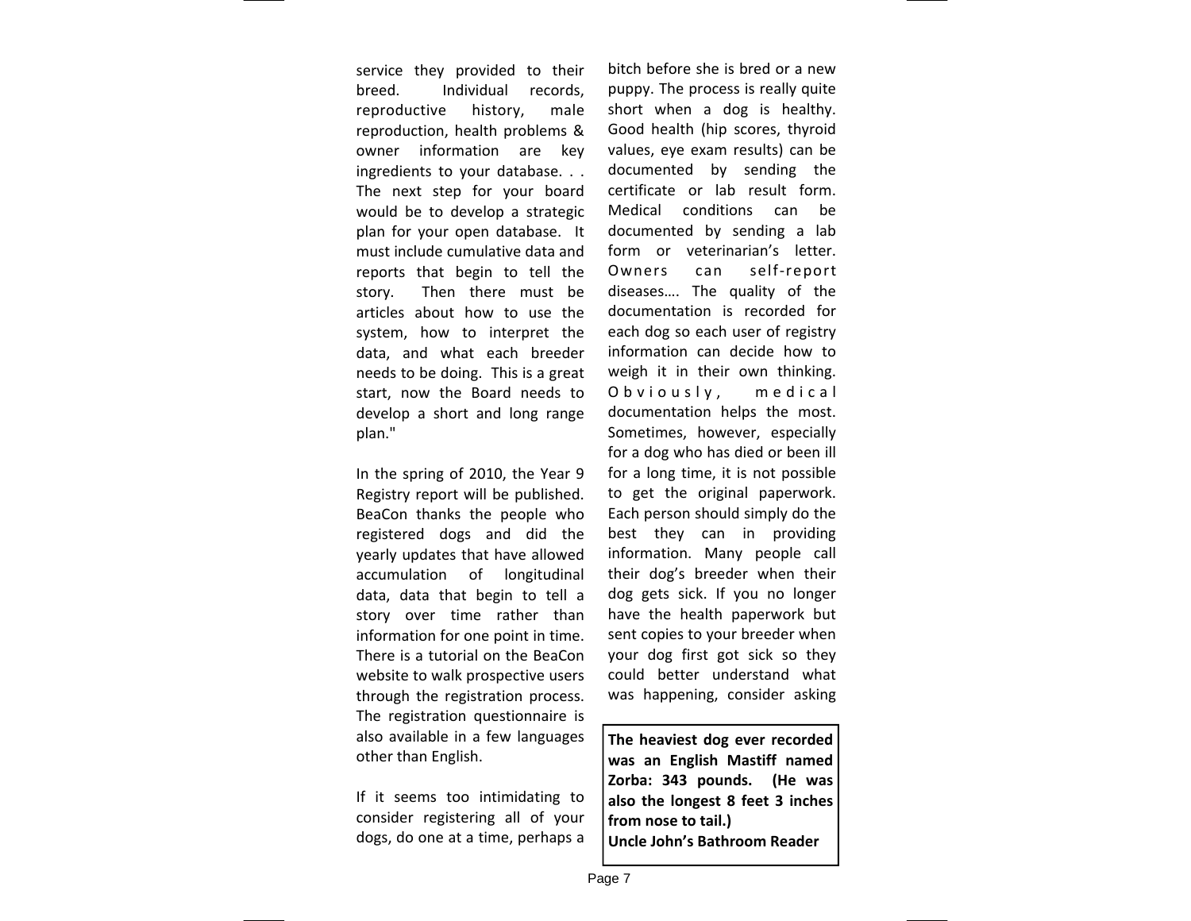service they provided to their breed. Individual records, reproductive history, male reproduction, health problems & owner information are key ingredients to your database. . . The next step for your board would be to develop a strategic plan for your open database. It must include cumulative data and reports that begin to tell the story. Then there must be articles about how to use the system, how to interpret the data, and what each breeder needs to be doing. This is a great start, now the Board needs to develop a short and long range plan."

In the spring of 2010, the Year 9 Registry report will be published. BeaCon thanks the people who registered dogs and did the yearly updates that have allowed accumulation of longitudinal data, data that begin to tell a story over time rather than information for one point in time. There is a tutorial on the BeaCon website to walk prospective users through the registration process. The registration questionnaire is also available in a few languages other than English.

If it seems too intimidating to consider registering all of your dogs, do one at a time, perhaps a bitch before she is bred or a new puppy. The process is really quite short when a dog is healthy. Good health (hip scores, thyroid values, eye exam results) can be documented by sending the certificate or lab result form. Medical conditions can be documented by sending a lab form or veterinarian's letter. Owners can self-report diseases…. The quality of the documentation is recorded for each dog so each user of registry information can decide how to weigh it in their own thinking. Obviously, medical documentation helps the most. Sometimes, however, especially for a dog who has died or been ill for a long time, it is not possible to get the original paperwork. Each person should simply do the best they can in providing information. Many people call their dog's breeder when their dog gets sick. If you no longer have the health paperwork but sent copies to your breeder when your dog first got sick so they could better understand what was happening, consider asking

**The heaviest dog ever recorded was an English Mastiff named Zorba: 343 pounds. (He was also the longest 8 feet 3 inches from nose to tail.)**
**Uncle John's Bathroom Reader**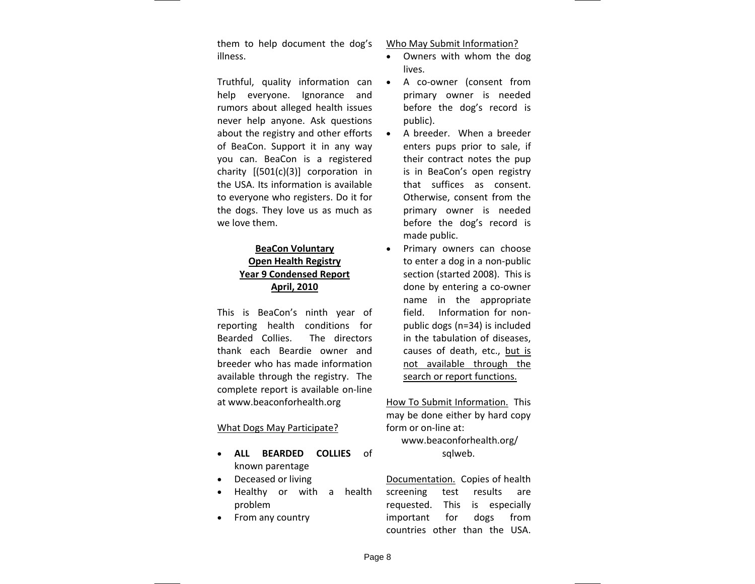them to help document the dog's illness.

Truthful, quality information can help everyone. Ignorance and rumors about alleged health issues never help anyone. Ask questions about the registry and other efforts of BeaCon. Support it in any way you can. BeaCon is a registered charity [(501(c)(3)] corporation in the USA. Its information is available to everyone who registers. Do it for the dogs. They love us as much as we love them.

**BeaCon Voluntary**
**Open Health Registry**
**Year 9 Condensed Report**
**April, 2010**

This is BeaCon's ninth year of reporting health conditions for Bearded Collies. The directors thank each Beardie owner and breeder who has made information available through the registry. The complete report is available on-line at www.beaconforhealth.org

What Dogs May Participate?

- **ALL BEARDED COLLIES** of known parentage
- Deceased or living
- Healthy or with a health problem
- From any country

Who May Submit Information?

- Owners with whom the dog lives.
- A co-owner (consent from primary owner is needed before the dog's record is public).
- A breeder. When a breeder enters pups prior to sale, if their contract notes the pup is in BeaCon's open registry that suffices as consent. Otherwise, consent from the primary owner is needed before the dog's record is made public.
- Primary owners can choose to enter a dog in a non-public section (started 2008). This is done by entering a co-owner name in the appropriate field. Information for non-public dogs (n=34) is included in the tabulation of diseases, causes of death, etc., but is not available through the search or report functions.

How To Submit Information. This may be done either by hard copy form or on-line at:
www.beaconforhealth.org/sqlweb.

Documentation. Copies of health screening test results are requested. This is especially important for dogs from countries other than the USA.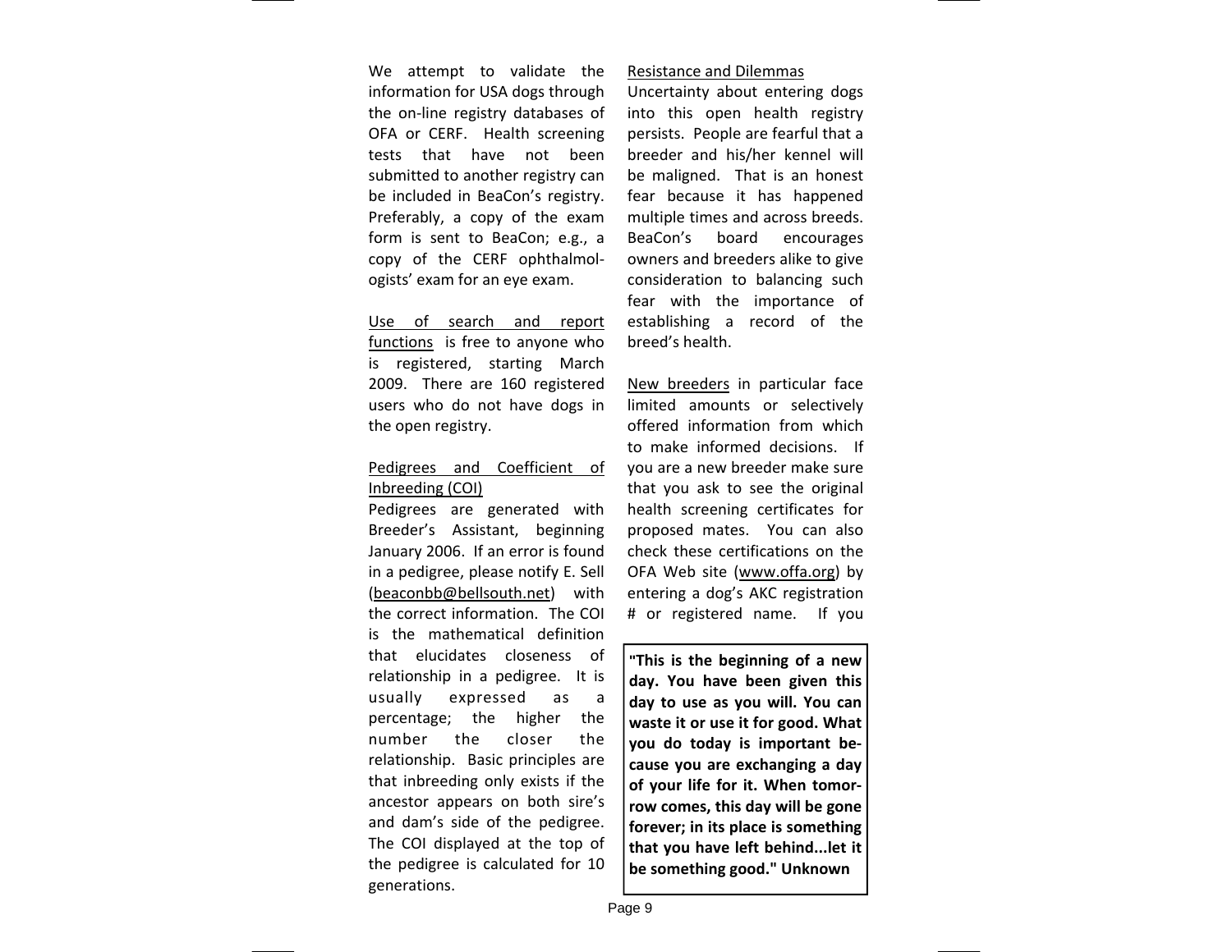We attempt to validate the information for USA dogs through the on-line registry databases of OFA or CERF. Health screening tests that have not been submitted to another registry can be included in BeaCon's registry. Preferably, a copy of the exam form is sent to BeaCon; e.g., a copy of the CERF ophthalmologists' exam for an eye exam.

<u>Use of search and report functions</u> is free to anyone who is registered, starting March 2009. There are 160 registered users who do not have dogs in the open registry.

<u>Pedigrees and Coefficient of Inbreeding (COI)</u>

Pedigrees are generated with Breeder's Assistant, beginning January 2006. If an error is found in a pedigree, please notify E. Sell (beaconbb@bellsouth.net) with the correct information. The COI is the mathematical definition that elucidates closeness of relationship in a pedigree. It is usually expressed as a percentage; the higher the number the closer the relationship. Basic principles are that inbreeding only exists if the ancestor appears on both sire's and dam's side of the pedigree. The COI displayed at the top of the pedigree is calculated for 10 generations.

<u>Resistance and Dilemmas</u>

Uncertainty about entering dogs into this open health registry persists. People are fearful that a breeder and his/her kennel will be maligned. That is an honest fear because it has happened multiple times and across breeds. BeaCon's board encourages owners and breeders alike to give consideration to balancing such fear with the importance of establishing a record of the breed's health.

<u>New breeders</u> in particular face limited amounts or selectively offered information from which to make informed decisions. If you are a new breeder make sure that you ask to see the original health screening certificates for proposed mates. You can also check these certifications on the OFA Web site (www.offa.org) by entering a dog's AKC registration # or registered name. If you

**"This is the beginning of a new day. You have been given this day to use as you will. You can waste it or use it for good. What you do today is important because you are exchanging a day of your life for it. When tomorrow comes, this day will be gone forever; in its place is something that you have left behind...let it be something good." Unknown**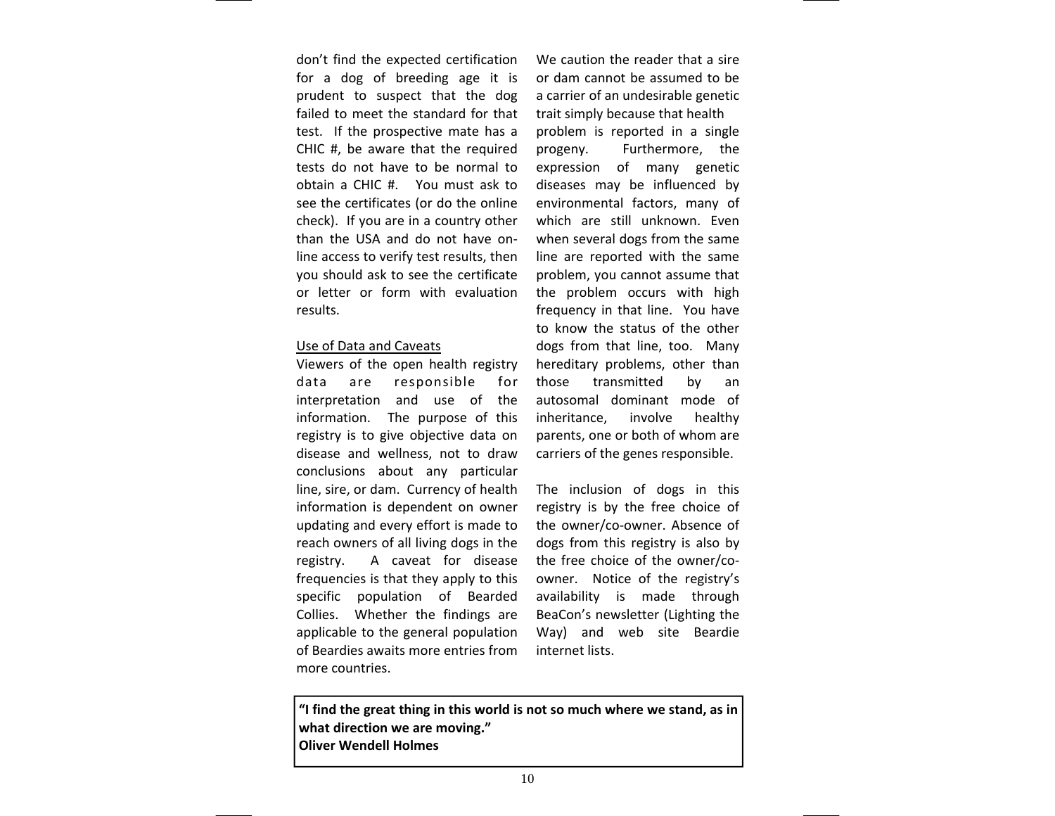don't find the expected certification for a dog of breeding age it is prudent to suspect that the dog failed to meet the standard for that test. If the prospective mate has a CHIC #, be aware that the required tests do not have to be normal to obtain a CHIC #. You must ask to see the certificates (or do the online check). If you are in a country other than the USA and do not have on-line access to verify test results, then you should ask to see the certificate or letter or form with evaluation results.

Use of Data and Caveats

Viewers of the open health registry data are responsible for interpretation and use of the information. The purpose of this registry is to give objective data on disease and wellness, not to draw conclusions about any particular line, sire, or dam. Currency of health information is dependent on owner updating and every effort is made to reach owners of all living dogs in the registry. A caveat for disease frequencies is that they apply to this specific population of Bearded Collies. Whether the findings are applicable to the general population of Beardies awaits more entries from more countries.

We caution the reader that a sire or dam cannot be assumed to be a carrier of an undesirable genetic trait simply because that health problem is reported in a single progeny. Furthermore, the expression of many genetic diseases may be influenced by environmental factors, many of which are still unknown. Even when several dogs from the same line are reported with the same problem, you cannot assume that the problem occurs with high frequency in that line. You have to know the status of the other dogs from that line, too. Many hereditary problems, other than those transmitted by an autosomal dominant mode of inheritance, involve healthy parents, one or both of whom are carriers of the genes responsible.

The inclusion of dogs in this registry is by the free choice of the owner/co-owner. Absence of dogs from this registry is also by the free choice of the owner/co-owner. Notice of the registry's availability is made through BeaCon's newsletter (Lighting the Way) and web site Beardie internet lists.

**"I find the great thing in this world is not so much where we stand, as in what direction we are moving."**
**Oliver Wendell Holmes**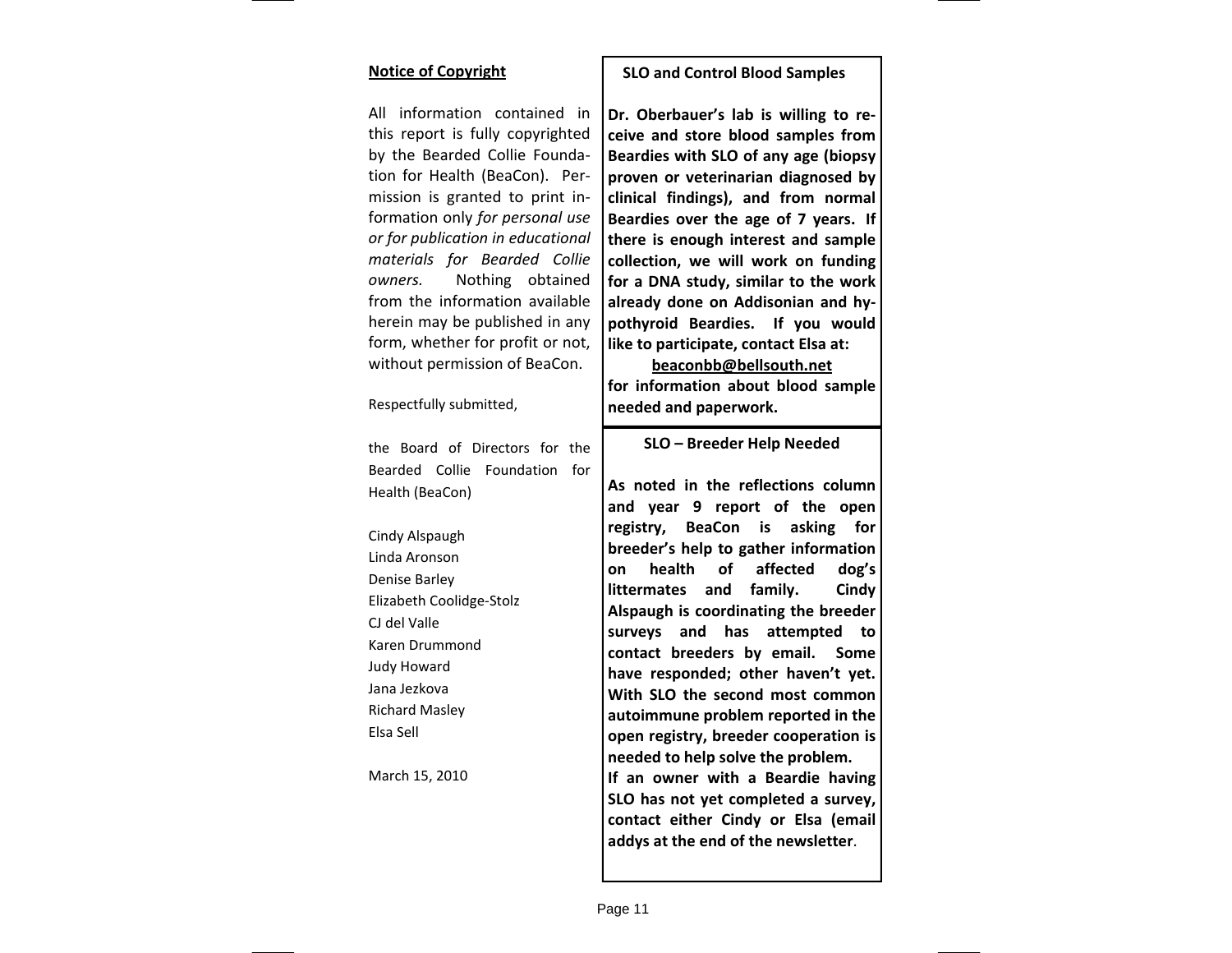## Notice of Copyright

All information contained in this report is fully copyrighted by the Bearded Collie Foundation for Health (BeaCon). Permission is granted to print information only *for personal use or for publication in educational materials for Bearded Collie owners.* Nothing obtained from the information available herein may be published in any form, whether for profit or not, without permission of BeaCon.

Respectfully submitted,

the Board of Directors for the Bearded Collie Foundation for Health (BeaCon)

Cindy Alspaugh
Linda Aronson
Denise Barley
Elizabeth Coolidge-Stolz
CJ del Valle
Karen Drummond
Judy Howard
Jana Jezkova
Richard Masley
Elsa Sell

March 15, 2010

### SLO and Control Blood Samples

**Dr. Oberbauer's lab is willing to receive and store blood samples from Beardies with SLO of any age (biopsy proven or veterinarian diagnosed by clinical findings), and from normal Beardies over the age of 7 years. If there is enough interest and sample collection, we will work on funding for a DNA study, similar to the work already done on Addisonian and hypothyroid Beardies. If you would like to participate, contact Elsa at:**

**beaconbb@bellsouth.net**

**for information about blood sample needed and paperwork.**

### SLO – Breeder Help Needed

**As noted in the reflections column and year 9 report of the open registry, BeaCon is asking for breeder's help to gather information on health of affected dog's littermates and family. Cindy Alspaugh is coordinating the breeder surveys and has attempted to contact breeders by email. Some have responded; other haven't yet. With SLO the second most common autoimmune problem reported in the open registry, breeder cooperation is needed to help solve the problem.**

**If an owner with a Beardie having SLO has not yet completed a survey, contact either Cindy or Elsa (email addys at the end of the newsletter**.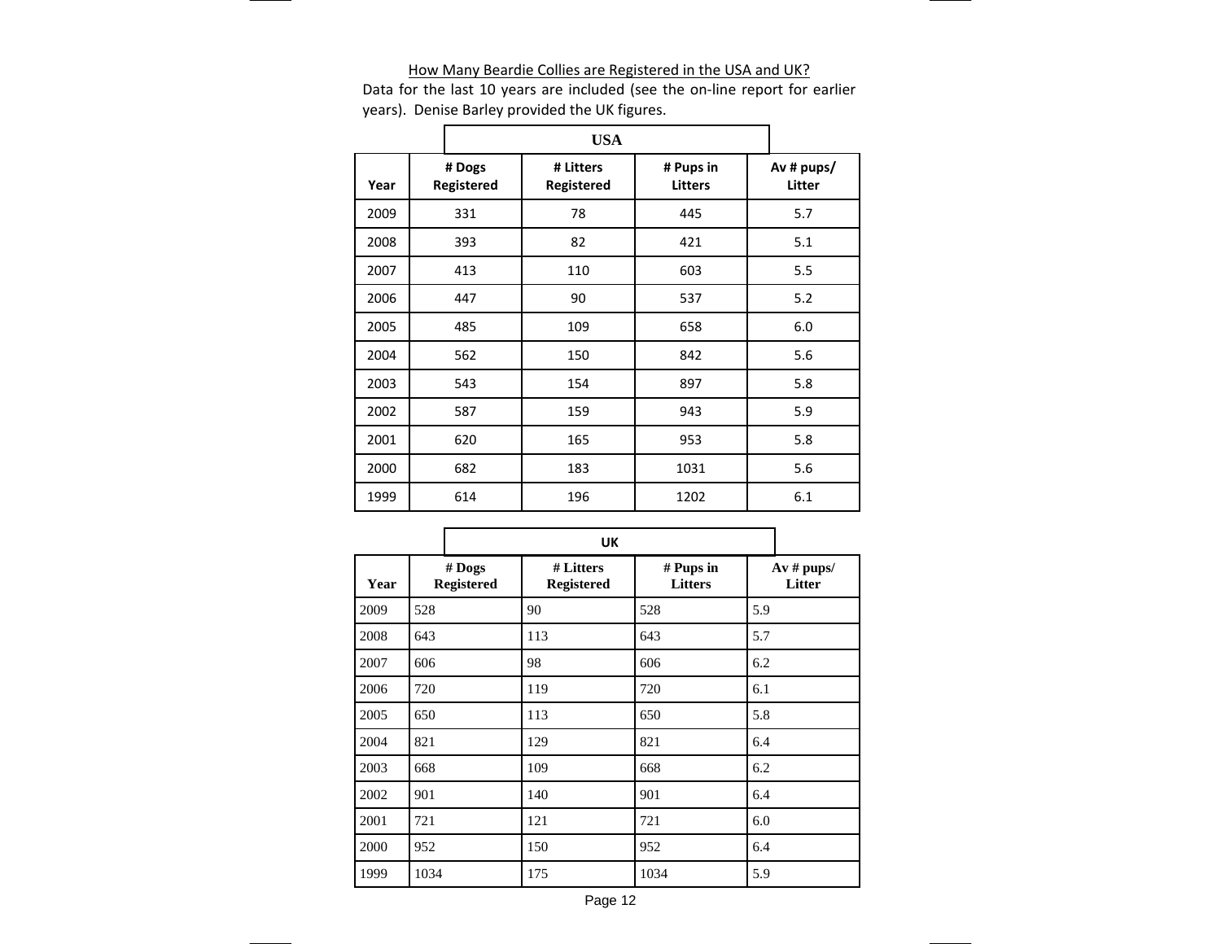How Many Beardie Collies are Registered in the USA and UK?

Data for the last 10 years are included (see the on-line report for earlier years). Denise Barley provided the UK figures.

**USA**

| Year | # Dogs Registered | # Litters Registered | # Pups in Litters | Av # pups/ Litter |
|---|---|---|---|---|
| 2009 | 331 | 78 | 445 | 5.7 |
| 2008 | 393 | 82 | 421 | 5.1 |
| 2007 | 413 | 110 | 603 | 5.5 |
| 2006 | 447 | 90 | 537 | 5.2 |
| 2005 | 485 | 109 | 658 | 6.0 |
| 2004 | 562 | 150 | 842 | 5.6 |
| 2003 | 543 | 154 | 897 | 5.8 |
| 2002 | 587 | 159 | 943 | 5.9 |
| 2001 | 620 | 165 | 953 | 5.8 |
| 2000 | 682 | 183 | 1031 | 5.6 |
| 1999 | 614 | 196 | 1202 | 6.1 |

**UK**

| Year | # Dogs Registered | # Litters Registered | # Pups in Litters | Av # pups/ Litter |
|---|---|---|---|---|
| 2009 | 528 | 90 | 528 | 5.9 |
| 2008 | 643 | 113 | 643 | 5.7 |
| 2007 | 606 | 98 | 606 | 6.2 |
| 2006 | 720 | 119 | 720 | 6.1 |
| 2005 | 650 | 113 | 650 | 5.8 |
| 2004 | 821 | 129 | 821 | 6.4 |
| 2003 | 668 | 109 | 668 | 6.2 |
| 2002 | 901 | 140 | 901 | 6.4 |
| 2001 | 721 | 121 | 721 | 6.0 |
| 2000 | 952 | 150 | 952 | 6.4 |
| 1999 | 1034 | 175 | 1034 | 5.9 |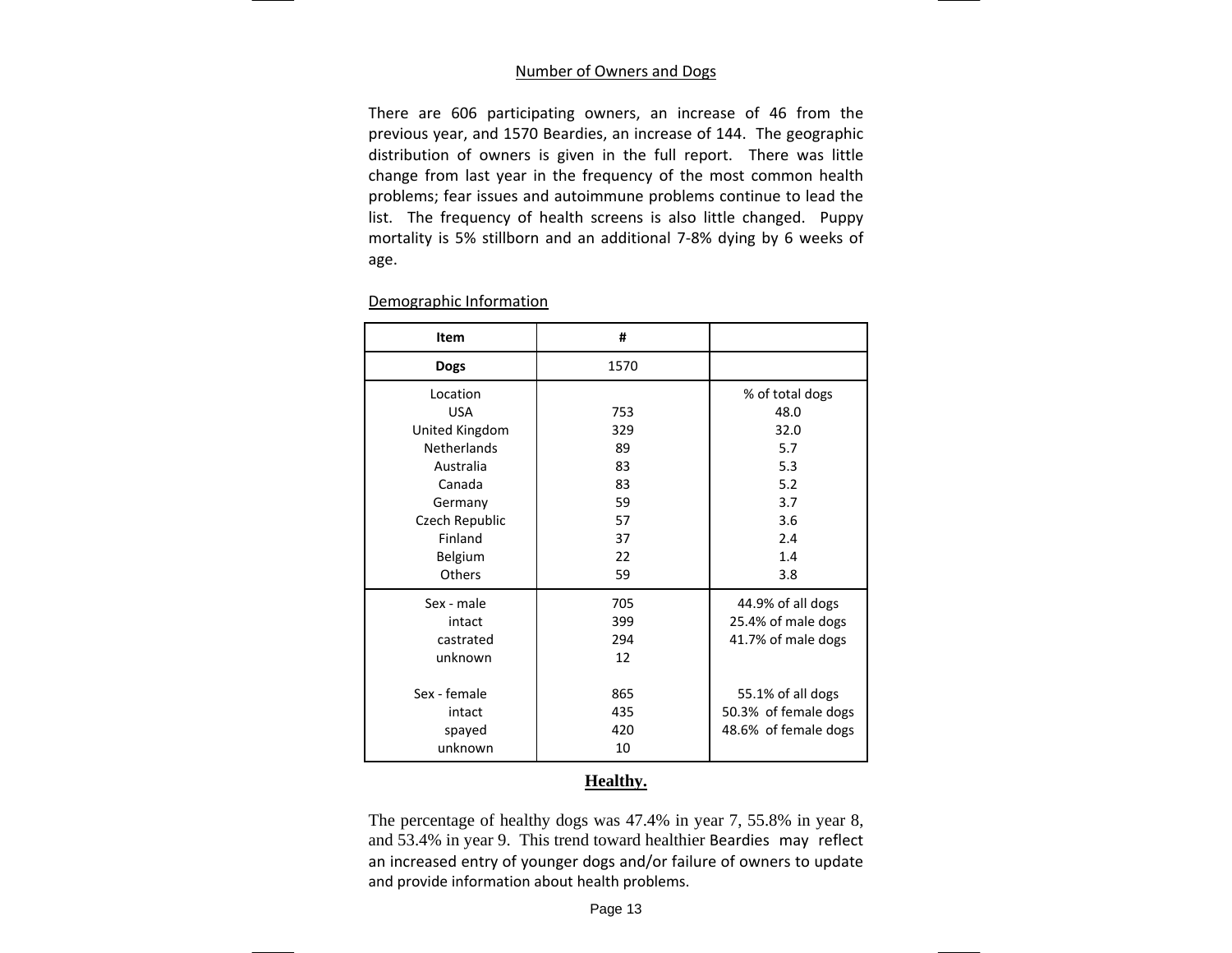## Number of Owners and Dogs

There are 606 participating owners, an increase of 46 from the previous year, and 1570 Beardies, an increase of 144. The geographic distribution of owners is given in the full report. There was little change from last year in the frequency of the most common health problems; fear issues and autoimmune problems continue to lead the list. The frequency of health screens is also little changed. Puppy mortality is 5% stillborn and an additional 7-8% dying by 6 weeks of age.

### Demographic Information

| Item | # | |
|---|---|---|
| **Dogs** | 1570 | |
| Location | | % of total dogs |
| USA | 753 | 48.0 |
| United Kingdom | 329 | 32.0 |
| Netherlands | 89 | 5.7 |
| Australia | 83 | 5.3 |
| Canada | 83 | 5.2 |
| Germany | 59 | 3.7 |
| Czech Republic | 57 | 3.6 |
| Finland | 37 | 2.4 |
| Belgium | 22 | 1.4 |
| Others | 59 | 3.8 |
| Sex - male | 705 | 44.9% of all dogs |
| intact | 399 | 25.4% of male dogs |
| castrated | 294 | 41.7% of male dogs |
| unknown | 12 | |
| Sex - female | 865 | 55.1% of all dogs |
| intact | 435 | 50.3% of female dogs |
| spayed | 420 | 48.6% of female dogs |
| unknown | 10 | |

## Healthy.

The percentage of healthy dogs was 47.4% in year 7, 55.8% in year 8, and 53.4% in year 9. This trend toward healthier Beardies may reflect an increased entry of younger dogs and/or failure of owners to update and provide information about health problems.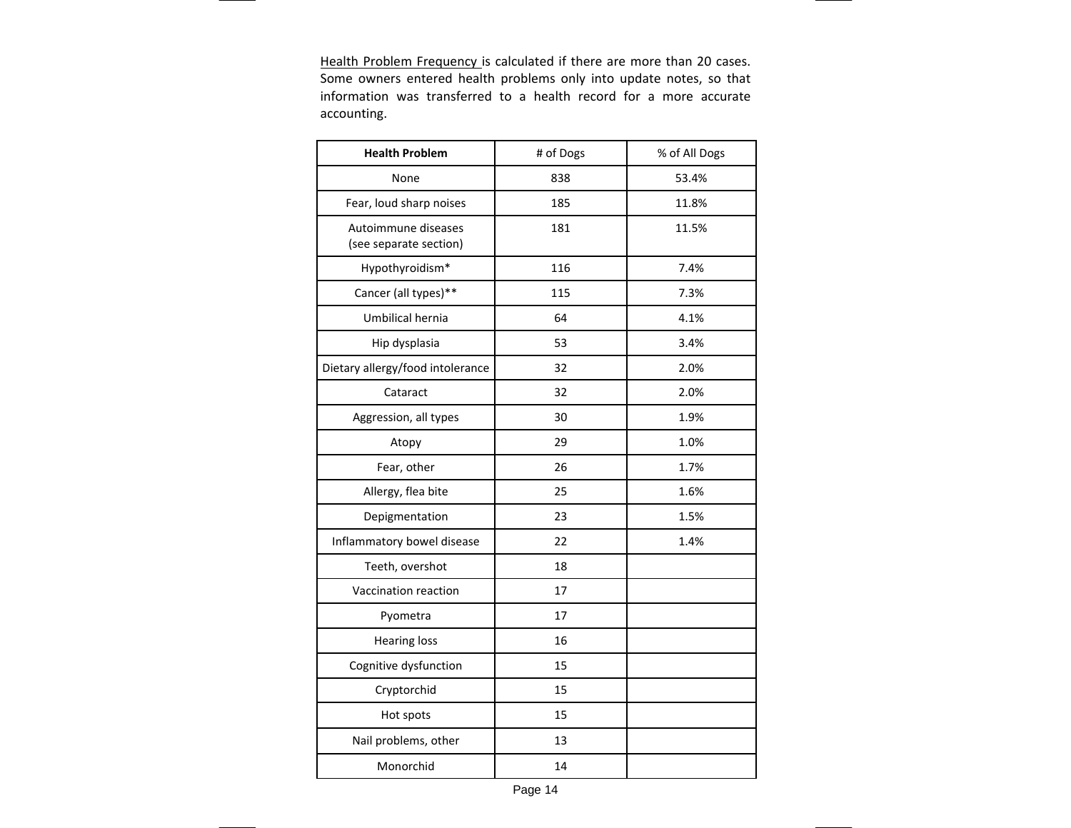Health Problem Frequency is calculated if there are more than 20 cases. Some owners entered health problems only into update notes, so that information was transferred to a health record for a more accurate accounting.

| **Health Problem** | # of Dogs | % of All Dogs |
|---|---|---|
| None | 838 | 53.4% |
| Fear, loud sharp noises | 185 | 11.8% |
| Autoimmune diseases (see separate section) | 181 | 11.5% |
| Hypothyroidism* | 116 | 7.4% |
| Cancer (all types)** | 115 | 7.3% |
| Umbilical hernia | 64 | 4.1% |
| Hip dysplasia | 53 | 3.4% |
| Dietary allergy/food intolerance | 32 | 2.0% |
| Cataract | 32 | 2.0% |
| Aggression, all types | 30 | 1.9% |
| Atopy | 29 | 1.0% |
| Fear, other | 26 | 1.7% |
| Allergy, flea bite | 25 | 1.6% |
| Depigmentation | 23 | 1.5% |
| Inflammatory bowel disease | 22 | 1.4% |
| Teeth, overshot | 18 | |
| Vaccination reaction | 17 | |
| Pyometra | 17 | |
| Hearing loss | 16 | |
| Cognitive dysfunction | 15 | |
| Cryptorchid | 15 | |
| Hot spots | 15 | |
| Nail problems, other | 13 | |
| Monorchid | 14 | |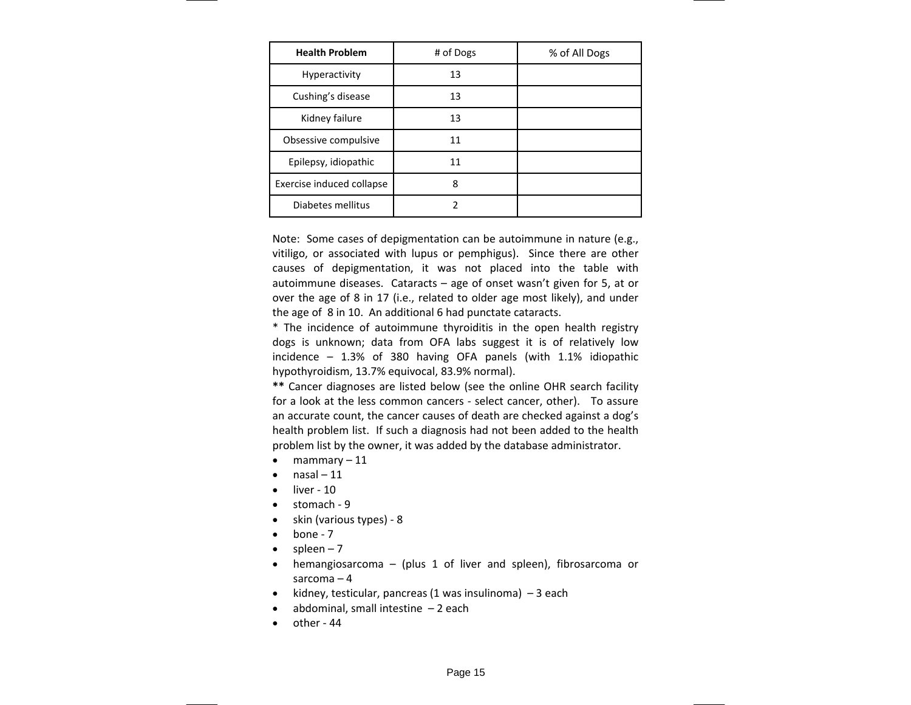| **Health Problem** | # of Dogs | % of All Dogs |
| --- | --- | --- |
| Hyperactivity | 13 | |
| Cushing's disease | 13 | |
| Kidney failure | 13 | |
| Obsessive compulsive | 11 | |
| Epilepsy, idiopathic | 11 | |
| Exercise induced collapse | 8 | |
| Diabetes mellitus | 2 | |

Note: Some cases of depigmentation can be autoimmune in nature (e.g., vitiligo, or associated with lupus or pemphigus). Since there are other causes of depigmentation, it was not placed into the table with autoimmune diseases. Cataracts – age of onset wasn't given for 5, at or over the age of 8 in 17 (i.e., related to older age most likely), and under the age of 8 in 10. An additional 6 had punctate cataracts.

* The incidence of autoimmune thyroiditis in the open health registry dogs is unknown; data from OFA labs suggest it is of relatively low incidence – 1.3% of 380 having OFA panels (with 1.1% idiopathic hypothyroidism, 13.7% equivocal, 83.9% normal).

**\*\*** Cancer diagnoses are listed below (see the online OHR search facility for a look at the less common cancers - select cancer, other). To assure an accurate count, the cancer causes of death are checked against a dog's health problem list. If such a diagnosis had not been added to the health problem list by the owner, it was added by the database administrator.

- mammary – 11
- nasal – 11
- liver - 10
- stomach - 9
- skin (various types) - 8
- bone - 7
- spleen – 7
- hemangiosarcoma – (plus 1 of liver and spleen), fibrosarcoma or sarcoma – 4
- kidney, testicular, pancreas (1 was insulinoma) – 3 each
- abdominal, small intestine – 2 each
- other - 44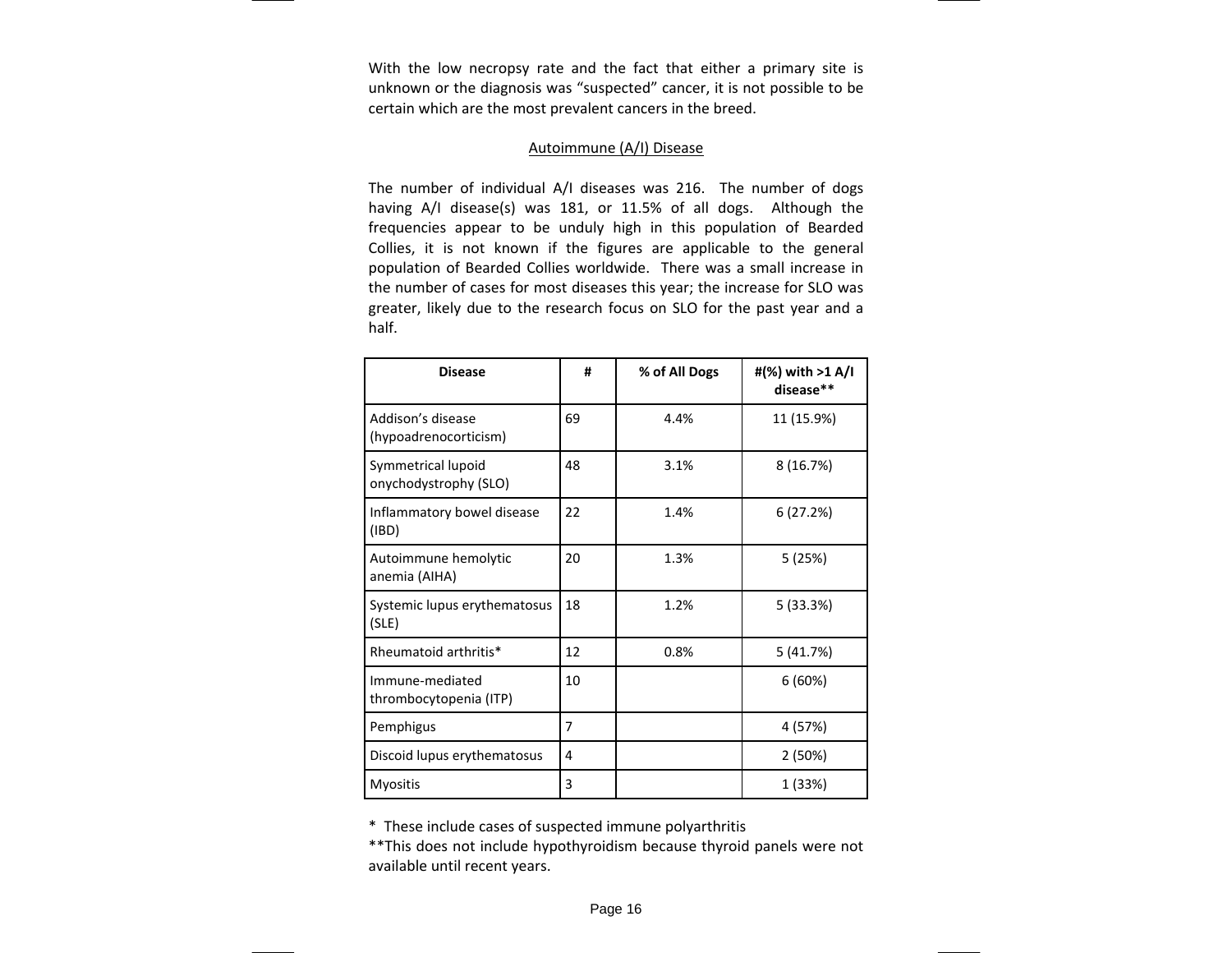With the low necropsy rate and the fact that either a primary site is unknown or the diagnosis was "suspected" cancer, it is not possible to be certain which are the most prevalent cancers in the breed.

## Autoimmune (A/I) Disease

The number of individual A/I diseases was 216. The number of dogs having A/I disease(s) was 181, or 11.5% of all dogs. Although the frequencies appear to be unduly high in this population of Bearded Collies, it is not known if the figures are applicable to the general population of Bearded Collies worldwide. There was a small increase in the number of cases for most diseases this year; the increase for SLO was greater, likely due to the research focus on SLO for the past year and a half.

| Disease | # | % of All Dogs | #(%) with >1 A/I disease** |
|---|---|---|---|
| Addison's disease (hypoadrenocorticism) | 69 | 4.4% | 11 (15.9%) |
| Symmetrical lupoid onychodystrophy (SLO) | 48 | 3.1% | 8 (16.7%) |
| Inflammatory bowel disease (IBD) | 22 | 1.4% | 6 (27.2%) |
| Autoimmune hemolytic anemia (AIHA) | 20 | 1.3% | 5 (25%) |
| Systemic lupus erythematosus (SLE) | 18 | 1.2% | 5 (33.3%) |
| Rheumatoid arthritis* | 12 | 0.8% | 5 (41.7%) |
| Immune-mediated thrombocytopenia (ITP) | 10 | | 6 (60%) |
| Pemphigus | 7 | | 4 (57%) |
| Discoid lupus erythematosus | 4 | | 2 (50%) |
| Myositis | 3 | | 1 (33%) |

* These include cases of suspected immune polyarthritis

**This does not include hypothyroidism because thyroid panels were not available until recent years.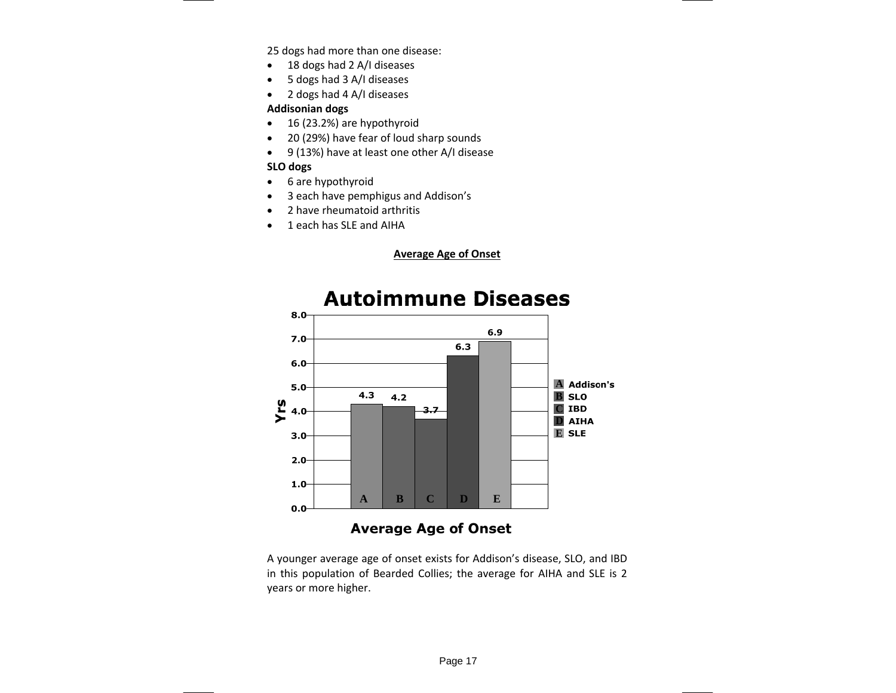25 dogs had more than one disease:

- 18 dogs had 2 A/I diseases
- 5 dogs had 3 A/I diseases
- 2 dogs had 4 A/I diseases

**Addisonian dogs**

- 16 (23.2%) are hypothyroid
- 20 (29%) have fear of loud sharp sounds
- 9 (13%) have at least one other A/I disease

**SLO dogs**

- 6 are hypothyroid
- 3 each have pemphigus and Addison's
- 2 have rheumatoid arthritis
- 1 each has SLE and AIHA

**Average Age of Onset**

**Autoimmune Diseases**

| | Disease | Average Age of Onset (Yrs) |
|---|---|---|
| A | Addison's | 4.3 |
| B | SLO | 4.2 |
| C | IBD | 3.7 |
| D | AIHA | 6.3 |
| E | SLE | 6.9 |

**Average Age of Onset**

A younger average age of onset exists for Addison's disease, SLO, and IBD in this population of Bearded Collies; the average for AIHA and SLE is 2 years or more higher.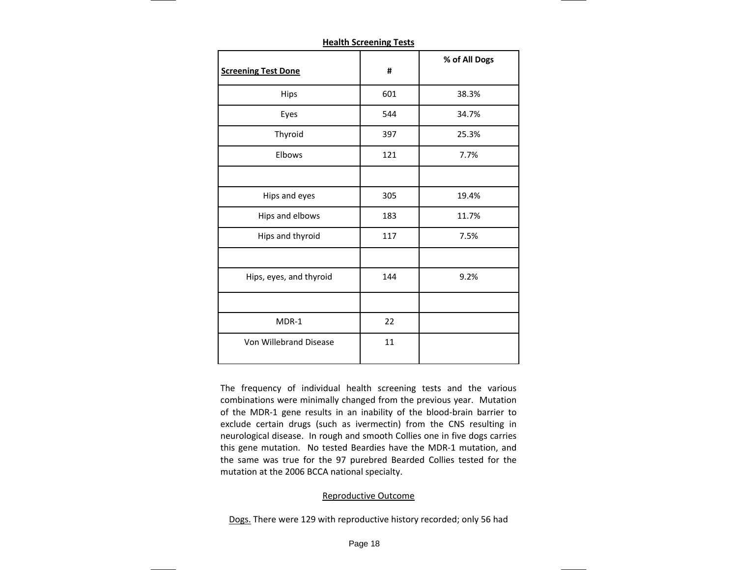**Health Screening Tests**

| Screening Test Done | # | % of All Dogs |
|---|---|---|
| Hips | 601 | 38.3% |
| Eyes | 544 | 34.7% |
| Thyroid | 397 | 25.3% |
| Elbows | 121 | 7.7% |
| | | |
| Hips and eyes | 305 | 19.4% |
| Hips and elbows | 183 | 11.7% |
| Hips and thyroid | 117 | 7.5% |
| | | |
| Hips, eyes, and thyroid | 144 | 9.2% |
| | | |
| MDR-1 | 22 | |
| Von Willebrand Disease | 11 | |

The frequency of individual health screening tests and the various combinations were minimally changed from the previous year. Mutation of the MDR-1 gene results in an inability of the blood-brain barrier to exclude certain drugs (such as ivermectin) from the CNS resulting in neurological disease. In rough and smooth Collies one in five dogs carries this gene mutation. No tested Beardies have the MDR-1 mutation, and the same was true for the 97 purebred Bearded Collies tested for the mutation at the 2006 BCCA national specialty.

Reproductive Outcome

Dogs. There were 129 with reproductive history recorded; only 56 had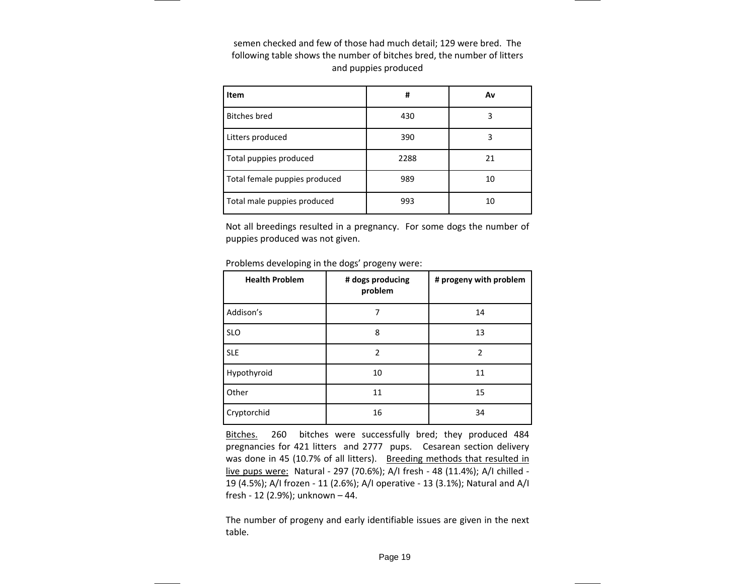semen checked and few of those had much detail; 129 were bred. The following table shows the number of bitches bred, the number of litters and puppies produced

| Item | # | Av |
|---|---|---|
| Bitches bred | 430 | 3 |
| Litters produced | 390 | 3 |
| Total puppies produced | 2288 | 21 |
| Total female puppies produced | 989 | 10 |
| Total male puppies produced | 993 | 10 |

Not all breedings resulted in a pregnancy. For some dogs the number of puppies produced was not given.

Problems developing in the dogs' progeny were:

| Health Problem | # dogs producing problem | # progeny with problem |
|---|---|---|
| Addison's | 7 | 14 |
| SLO | 8 | 13 |
| SLE | 2 | 2 |
| Hypothyroid | 10 | 11 |
| Other | 11 | 15 |
| Cryptorchid | 16 | 34 |

<u>Bitches.</u> 260 bitches were successfully bred; they produced 484 pregnancies for 421 litters and 2777 pups. Cesarean section delivery was done in 45 (10.7% of all litters). <u>Breeding methods that resulted in live pups were:</u> Natural - 297 (70.6%); A/I fresh - 48 (11.4%); A/I chilled - 19 (4.5%); A/I frozen - 11 (2.6%); A/I operative - 13 (3.1%); Natural and A/I fresh - 12 (2.9%); unknown – 44.

The number of progeny and early identifiable issues are given in the next table.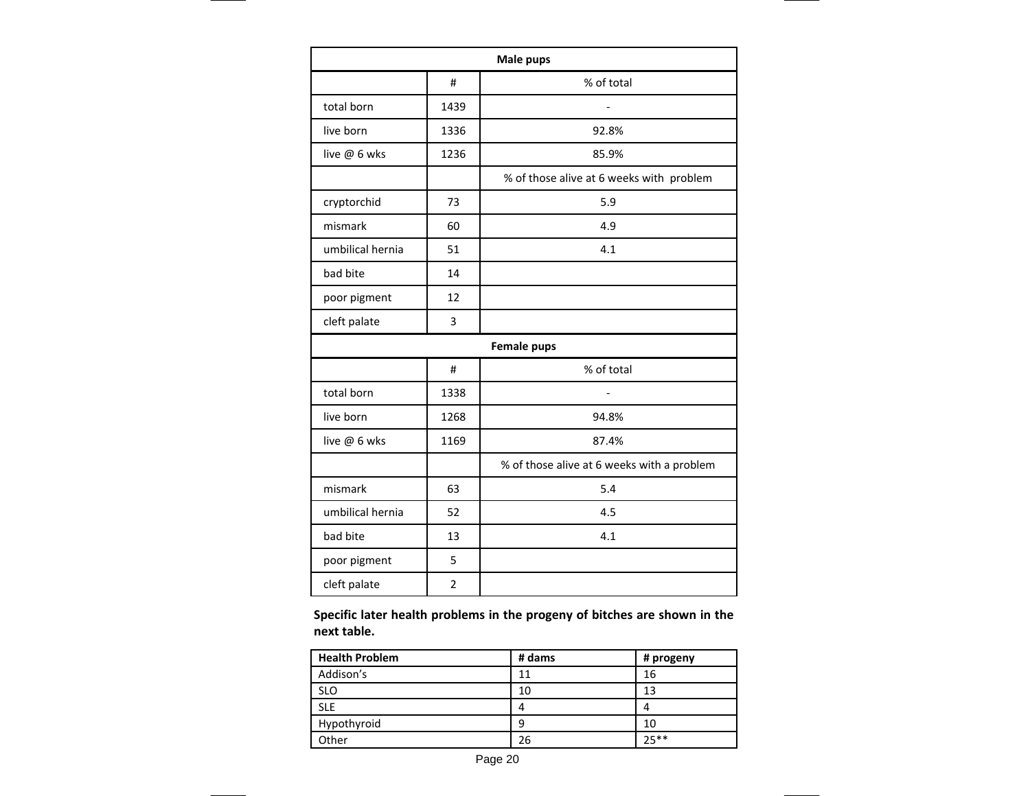| Male pups | | |
| --- | --- | --- |
| | # | % of total |
| total born | 1439 | - |
| live born | 1336 | 92.8% |
| live @ 6 wks | 1236 | 85.9% |
| | | % of those alive at 6 weeks with problem |
| cryptorchid | 73 | 5.9 |
| mismark | 60 | 4.9 |
| umbilical hernia | 51 | 4.1 |
| bad bite | 14 | |
| poor pigment | 12 | |
| cleft palate | 3 | |

| Female pups | | |
| --- | --- | --- |
| | # | % of total |
| total born | 1338 | - |
| live born | 1268 | 94.8% |
| live @ 6 wks | 1169 | 87.4% |
| | | % of those alive at 6 weeks with a problem |
| mismark | 63 | 5.4 |
| umbilical hernia | 52 | 4.5 |
| bad bite | 13 | 4.1 |
| poor pigment | 5 | |
| cleft palate | 2 | |

**Specific later health problems in the progeny of bitches are shown in the next table.**

| Health Problem | # dams | # progeny |
| --- | --- | --- |
| Addison's | 11 | 16 |
| SLO | 10 | 13 |
| SLE | 4 | 4 |
| Hypothyroid | 9 | 10 |
| Other | 26 | 25** |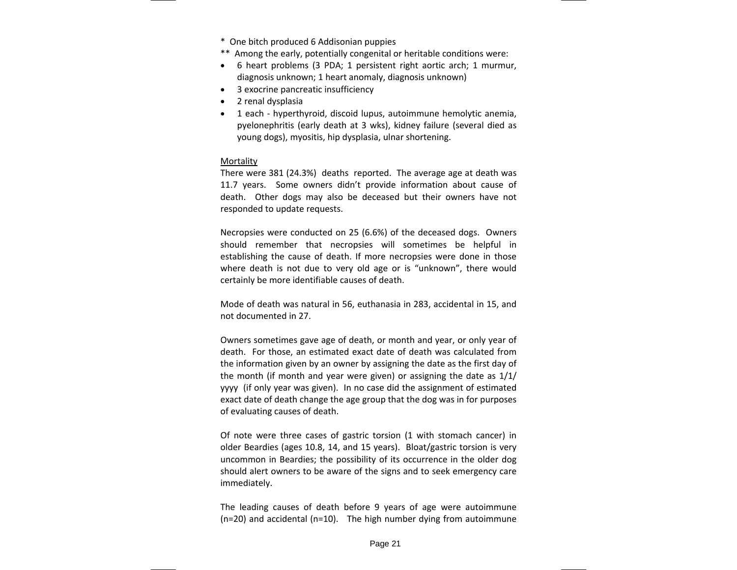* One bitch produced 6 Addisonian puppies

** Among the early, potentially congenital or heritable conditions were:

- 6 heart problems (3 PDA; 1 persistent right aortic arch; 1 murmur, diagnosis unknown; 1 heart anomaly, diagnosis unknown)
- 3 exocrine pancreatic insufficiency
- 2 renal dysplasia
- 1 each - hyperthyroid, discoid lupus, autoimmune hemolytic anemia, pyelonephritis (early death at 3 wks), kidney failure (several died as young dogs), myositis, hip dysplasia, ulnar shortening.

<u>Mortality</u>

There were 381 (24.3%) deaths reported. The average age at death was 11.7 years. Some owners didn't provide information about cause of death. Other dogs may also be deceased but their owners have not responded to update requests.

Necropsies were conducted on 25 (6.6%) of the deceased dogs. Owners should remember that necropsies will sometimes be helpful in establishing the cause of death. If more necropsies were done in those where death is not due to very old age or is "unknown", there would certainly be more identifiable causes of death.

Mode of death was natural in 56, euthanasia in 283, accidental in 15, and not documented in 27.

Owners sometimes gave age of death, or month and year, or only year of death. For those, an estimated exact date of death was calculated from the information given by an owner by assigning the date as the first day of the month (if month and year were given) or assigning the date as 1/1/yyyy (if only year was given). In no case did the assignment of estimated exact date of death change the age group that the dog was in for purposes of evaluating causes of death.

Of note were three cases of gastric torsion (1 with stomach cancer) in older Beardies (ages 10.8, 14, and 15 years). Bloat/gastric torsion is very uncommon in Beardies; the possibility of its occurrence in the older dog should alert owners to be aware of the signs and to seek emergency care immediately.

The leading causes of death before 9 years of age were autoimmune (n=20) and accidental (n=10). The high number dying from autoimmune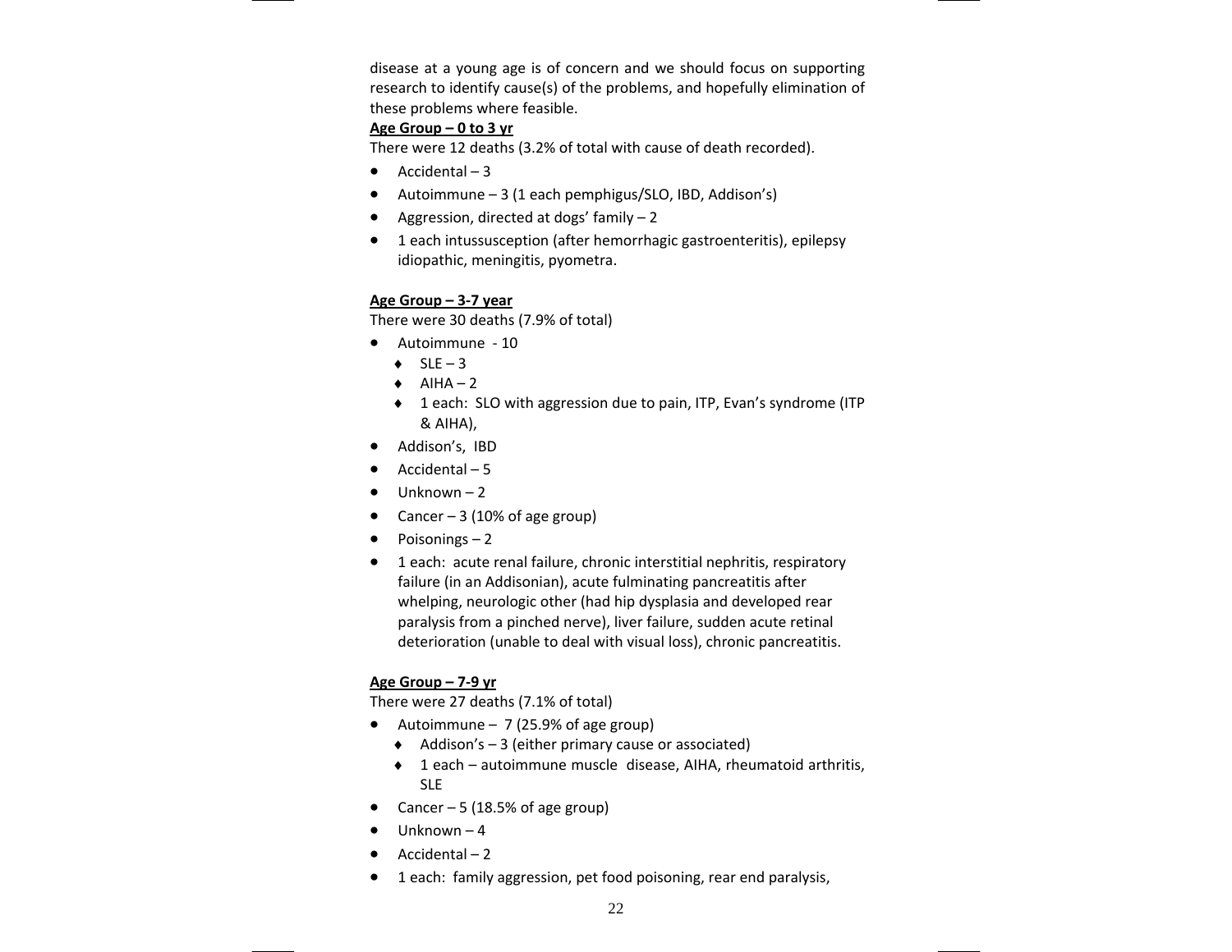disease at a young age is of concern and we should focus on supporting research to identify cause(s) of the problems, and hopefully elimination of these problems where feasible.

**Age Group – 0 to 3 yr**

There were 12 deaths (3.2% of total with cause of death recorded).

- Accidental – 3
- Autoimmune – 3 (1 each pemphigus/SLO, IBD, Addison's)
- Aggression, directed at dogs' family – 2
- 1 each intussusception (after hemorrhagic gastroenteritis), epilepsy idiopathic, meningitis, pyometra.

**Age Group – 3-7 year**

There were 30 deaths (7.9% of total)

- Autoimmune - 10
    - SLE – 3
    - AIHA – 2
    - 1 each: SLO with aggression due to pain, ITP, Evan's syndrome (ITP & AIHA),
- Addison's, IBD
- Accidental – 5
- Unknown – 2
- Cancer – 3 (10% of age group)
- Poisonings – 2
- 1 each: acute renal failure, chronic interstitial nephritis, respiratory failure (in an Addisonian), acute fulminating pancreatitis after whelping, neurologic other (had hip dysplasia and developed rear paralysis from a pinched nerve), liver failure, sudden acute retinal deterioration (unable to deal with visual loss), chronic pancreatitis.

**Age Group – 7-9 yr**

There were 27 deaths (7.1% of total)

- Autoimmune – 7 (25.9% of age group)
    - Addison's – 3 (either primary cause or associated)
    - 1 each – autoimmune muscle disease, AIHA, rheumatoid arthritis, SLE
- Cancer – 5 (18.5% of age group)
- Unknown – 4
- Accidental – 2
- 1 each: family aggression, pet food poisoning, rear end paralysis,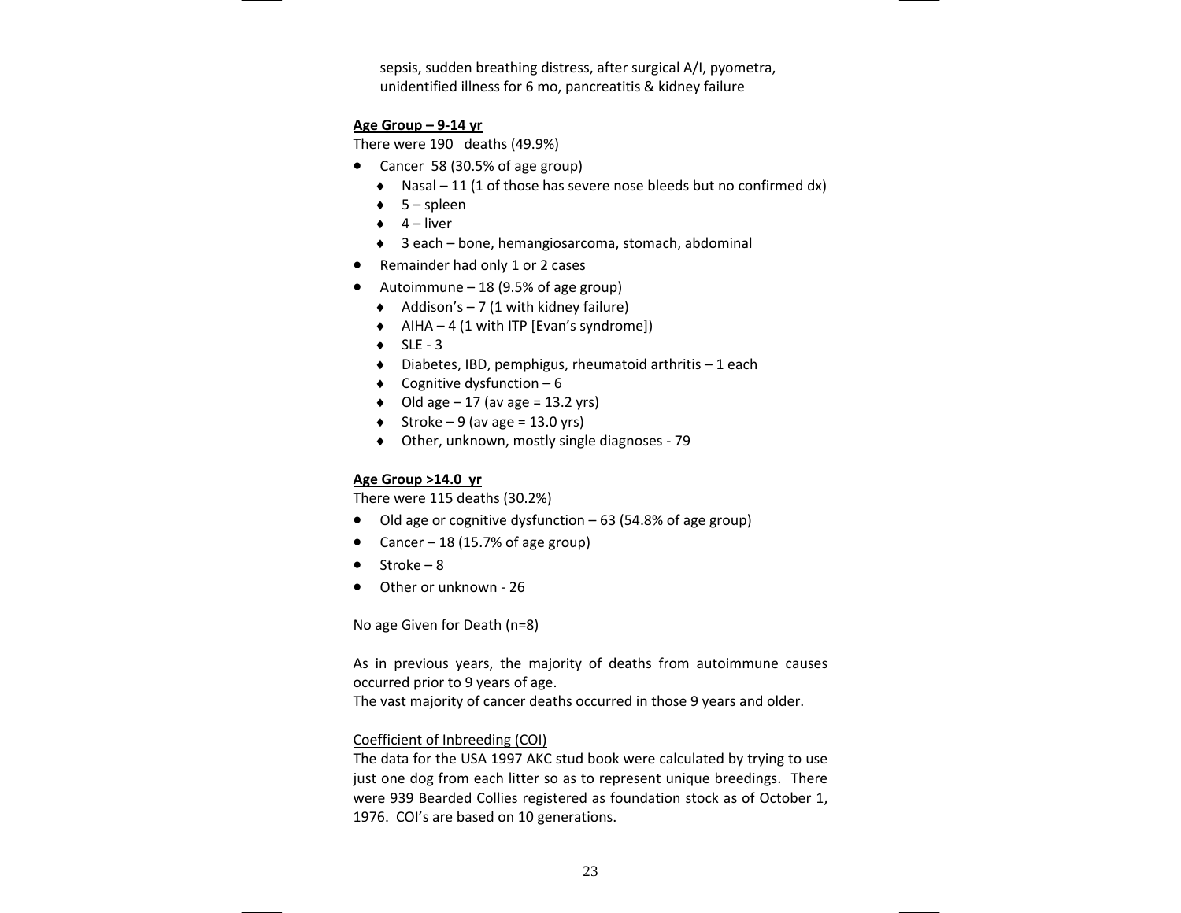sepsis, sudden breathing distress, after surgical A/I, pyometra, unidentified illness for 6 mo, pancreatitis & kidney failure

**Age Group – 9-14 yr**

There were 190 deaths (49.9%)

- Cancer 58 (30.5% of age group)
  - Nasal – 11 (1 of those has severe nose bleeds but no confirmed dx)
  - 5 – spleen
  - 4 – liver
  - 3 each – bone, hemangiosarcoma, stomach, abdominal
- Remainder had only 1 or 2 cases
- Autoimmune – 18 (9.5% of age group)
  - Addison's – 7 (1 with kidney failure)
  - AIHA – 4 (1 with ITP [Evan's syndrome])
  - SLE - 3
  - Diabetes, IBD, pemphigus, rheumatoid arthritis – 1 each
  - Cognitive dysfunction – 6
  - Old age – 17 (av age = 13.2 yrs)
  - Stroke – 9 (av age = 13.0 yrs)
  - Other, unknown, mostly single diagnoses - 79

**Age Group >14.0 yr**

There were 115 deaths (30.2%)

- Old age or cognitive dysfunction – 63 (54.8% of age group)
- Cancer – 18 (15.7% of age group)
- Stroke – 8
- Other or unknown - 26

No age Given for Death (n=8)

As in previous years, the majority of deaths from autoimmune causes occurred prior to 9 years of age.
The vast majority of cancer deaths occurred in those 9 years and older.

Coefficient of Inbreeding (COI)

The data for the USA 1997 AKC stud book were calculated by trying to use just one dog from each litter so as to represent unique breedings. There were 939 Bearded Collies registered as foundation stock as of October 1, 1976. COI's are based on 10 generations.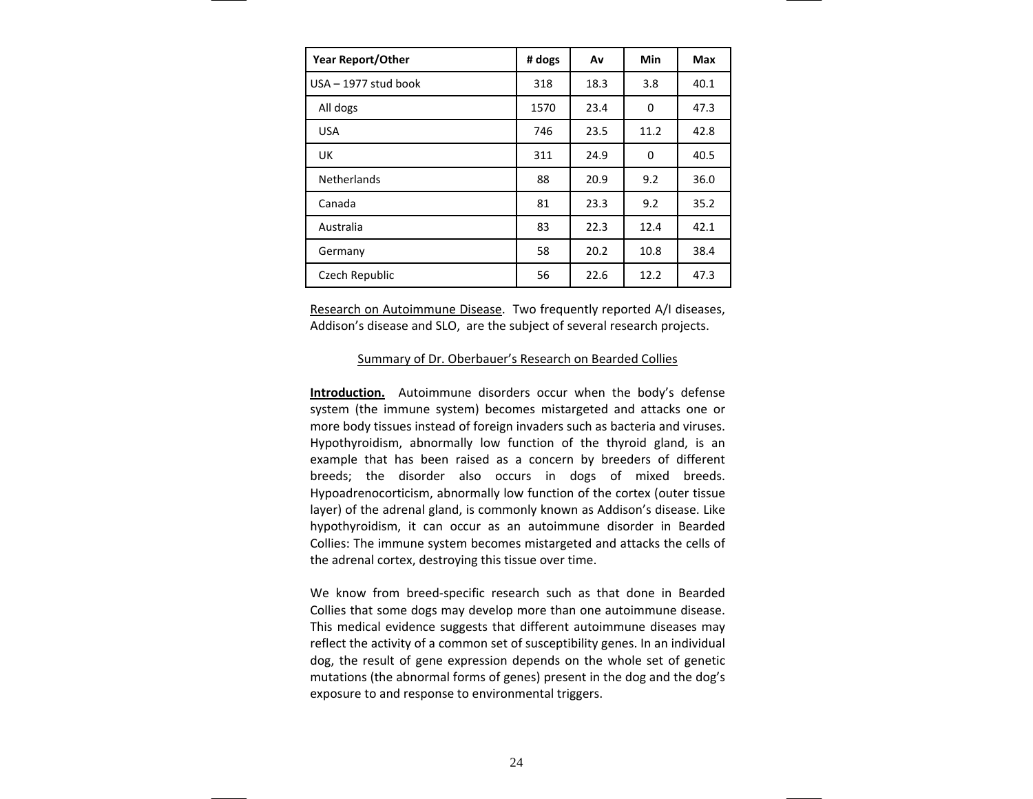| Year Report/Other | # dogs | Av | Min | Max |
|---|---|---|---|---|
| USA – 1977 stud book | 318 | 18.3 | 3.8 | 40.1 |
| All dogs | 1570 | 23.4 | 0 | 47.3 |
| USA | 746 | 23.5 | 11.2 | 42.8 |
| UK | 311 | 24.9 | 0 | 40.5 |
| Netherlands | 88 | 20.9 | 9.2 | 36.0 |
| Canada | 81 | 23.3 | 9.2 | 35.2 |
| Australia | 83 | 22.3 | 12.4 | 42.1 |
| Germany | 58 | 20.2 | 10.8 | 38.4 |
| Czech Republic | 56 | 22.6 | 12.2 | 47.3 |

Research on Autoimmune Disease. Two frequently reported A/I diseases, Addison's disease and SLO, are the subject of several research projects.

Summary of Dr. Oberbauer's Research on Bearded Collies

**Introduction.** Autoimmune disorders occur when the body's defense system (the immune system) becomes mistargeted and attacks one or more body tissues instead of foreign invaders such as bacteria and viruses. Hypothyroidism, abnormally low function of the thyroid gland, is an example that has been raised as a concern by breeders of different breeds; the disorder also occurs in dogs of mixed breeds. Hypoadrenocorticism, abnormally low function of the cortex (outer tissue layer) of the adrenal gland, is commonly known as Addison's disease. Like hypothyroidism, it can occur as an autoimmune disorder in Bearded Collies: The immune system becomes mistargeted and attacks the cells of the adrenal cortex, destroying this tissue over time.

We know from breed-specific research such as that done in Bearded Collies that some dogs may develop more than one autoimmune disease. This medical evidence suggests that different autoimmune diseases may reflect the activity of a common set of susceptibility genes. In an individual dog, the result of gene expression depends on the whole set of genetic mutations (the abnormal forms of genes) present in the dog and the dog's exposure to and response to environmental triggers.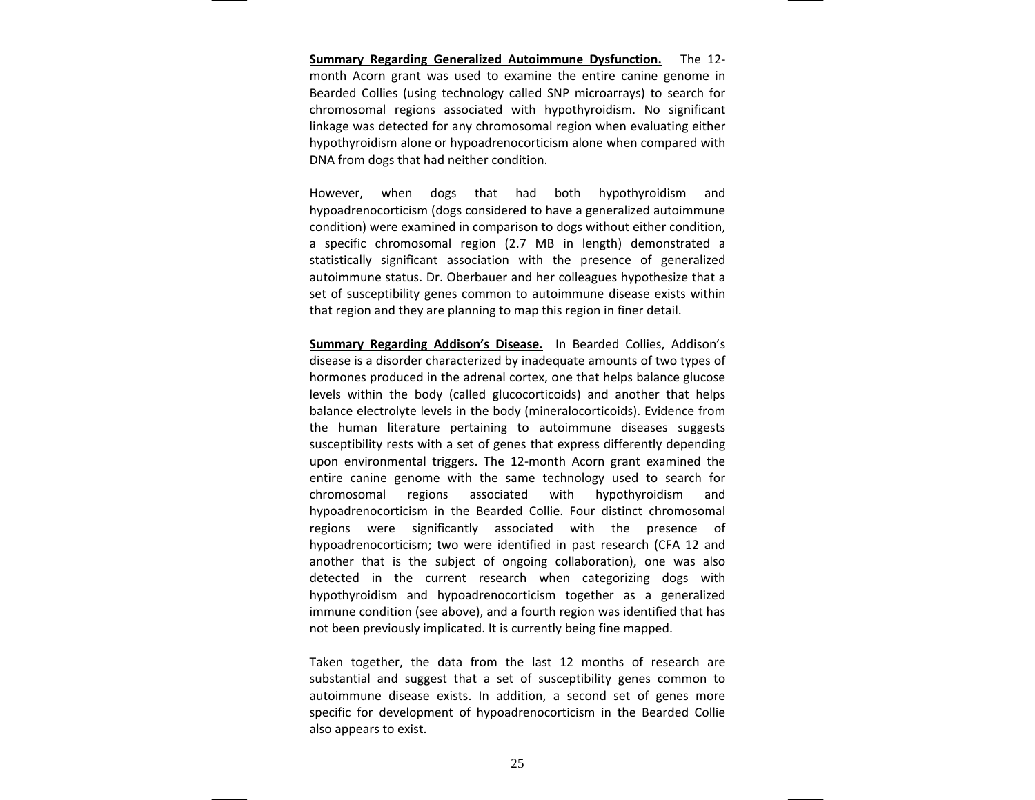**<u>Summary Regarding Generalized Autoimmune Dysfunction.</u>** The 12-month Acorn grant was used to examine the entire canine genome in Bearded Collies (using technology called SNP microarrays) to search for chromosomal regions associated with hypothyroidism. No significant linkage was detected for any chromosomal region when evaluating either hypothyroidism alone or hypoadrenocorticism alone when compared with DNA from dogs that had neither condition.

However, when dogs that had both hypothyroidism and hypoadrenocorticism (dogs considered to have a generalized autoimmune condition) were examined in comparison to dogs without either condition, a specific chromosomal region (2.7 MB in length) demonstrated a statistically significant association with the presence of generalized autoimmune status. Dr. Oberbauer and her colleagues hypothesize that a set of susceptibility genes common to autoimmune disease exists within that region and they are planning to map this region in finer detail.

**<u>Summary Regarding Addison's Disease.</u>** In Bearded Collies, Addison's disease is a disorder characterized by inadequate amounts of two types of hormones produced in the adrenal cortex, one that helps balance glucose levels within the body (called glucocorticoids) and another that helps balance electrolyte levels in the body (mineralocorticoids). Evidence from the human literature pertaining to autoimmune diseases suggests susceptibility rests with a set of genes that express differently depending upon environmental triggers. The 12-month Acorn grant examined the entire canine genome with the same technology used to search for chromosomal regions associated with hypothyroidism and hypoadrenocorticism in the Bearded Collie. Four distinct chromosomal regions were significantly associated with the presence of hypoadrenocorticism; two were identified in past research (CFA 12 and another that is the subject of ongoing collaboration), one was also detected in the current research when categorizing dogs with hypothyroidism and hypoadrenocorticism together as a generalized immune condition (see above), and a fourth region was identified that has not been previously implicated. It is currently being fine mapped.

Taken together, the data from the last 12 months of research are substantial and suggest that a set of susceptibility genes common to autoimmune disease exists. In addition, a second set of genes more specific for development of hypoadrenocorticism in the Bearded Collie also appears to exist.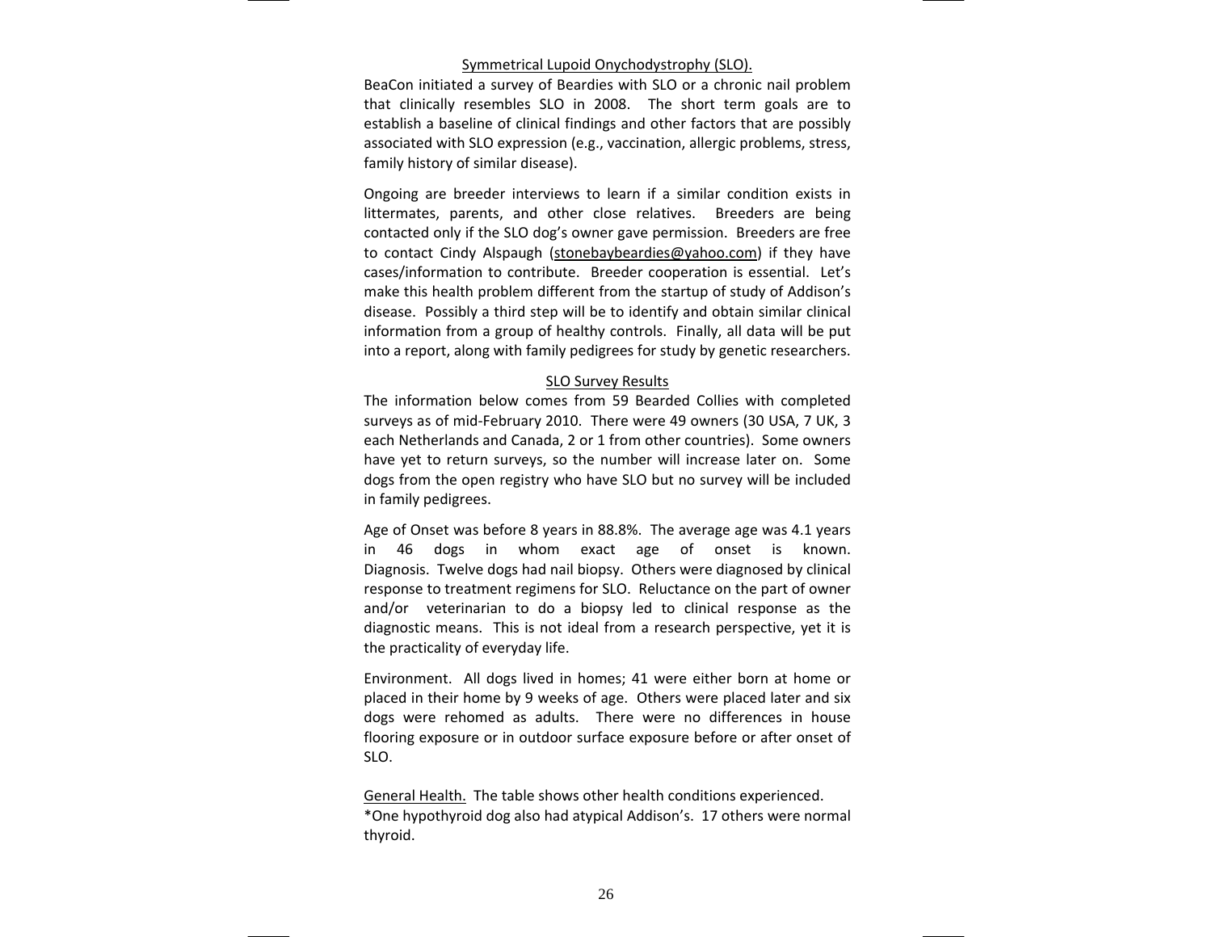## Symmetrical Lupoid Onychodystrophy (SLO).

BeaCon initiated a survey of Beardies with SLO or a chronic nail problem that clinically resembles SLO in 2008. The short term goals are to establish a baseline of clinical findings and other factors that are possibly associated with SLO expression (e.g., vaccination, allergic problems, stress, family history of similar disease).

Ongoing are breeder interviews to learn if a similar condition exists in littermates, parents, and other close relatives. Breeders are being contacted only if the SLO dog's owner gave permission. Breeders are free to contact Cindy Alspaugh (stonebaybeardies@yahoo.com) if they have cases/information to contribute. Breeder cooperation is essential. Let's make this health problem different from the startup of study of Addison's disease. Possibly a third step will be to identify and obtain similar clinical information from a group of healthy controls. Finally, all data will be put into a report, along with family pedigrees for study by genetic researchers.

### SLO Survey Results

The information below comes from 59 Bearded Collies with completed surveys as of mid-February 2010. There were 49 owners (30 USA, 7 UK, 3 each Netherlands and Canada, 2 or 1 from other countries). Some owners have yet to return surveys, so the number will increase later on. Some dogs from the open registry who have SLO but no survey will be included in family pedigrees.

Age of Onset was before 8 years in 88.8%. The average age was 4.1 years in 46 dogs in whom exact age of onset is known. Diagnosis. Twelve dogs had nail biopsy. Others were diagnosed by clinical response to treatment regimens for SLO. Reluctance on the part of owner and/or veterinarian to do a biopsy led to clinical response as the diagnostic means. This is not ideal from a research perspective, yet it is the practicality of everyday life.

Environment. All dogs lived in homes; 41 were either born at home or placed in their home by 9 weeks of age. Others were placed later and six dogs were rehomed as adults. There were no differences in house flooring exposure or in outdoor surface exposure before or after onset of SLO.

General Health. The table shows other health conditions experienced.
*One hypothyroid dog also had atypical Addison's. 17 others were normal thyroid.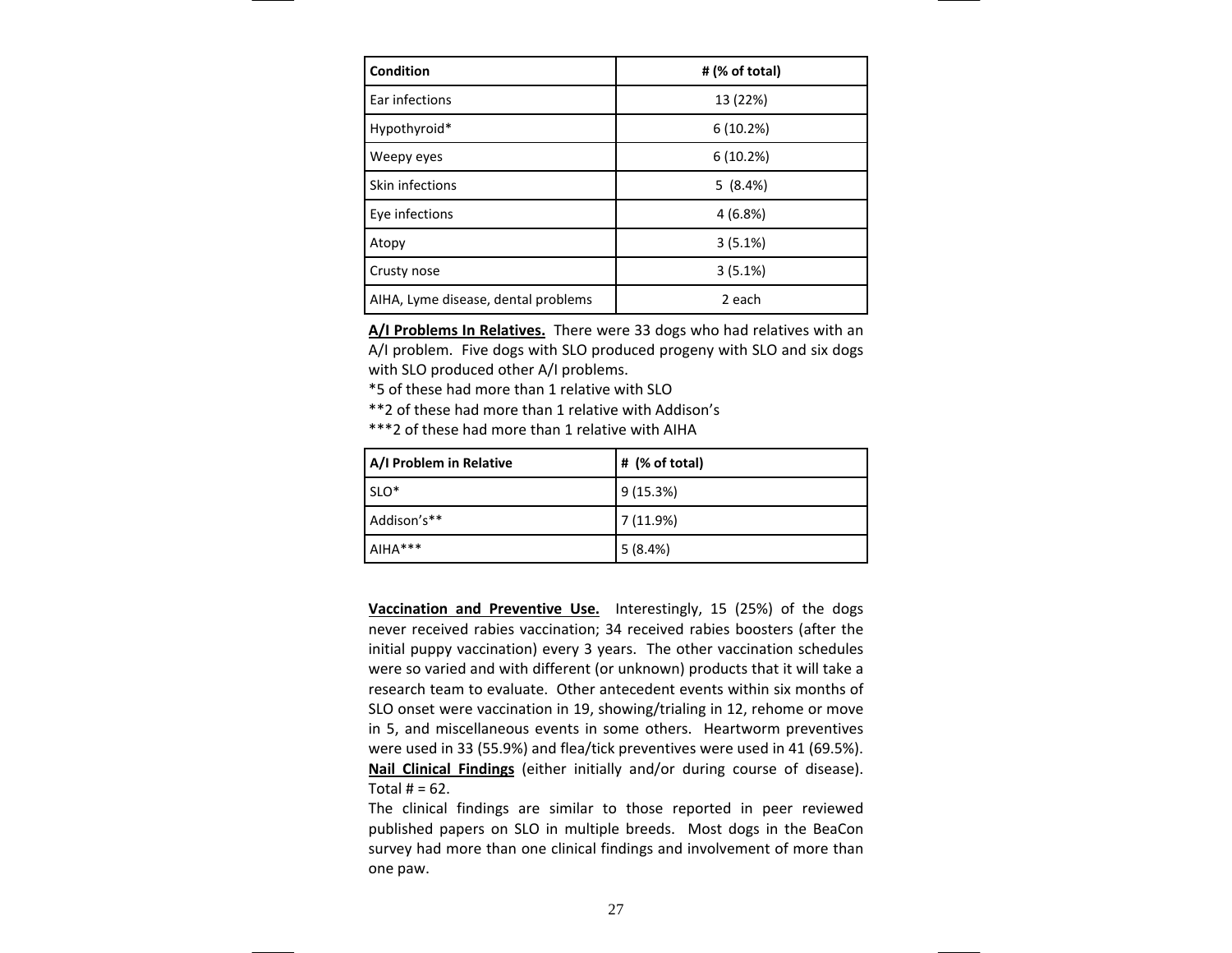| Condition | # (% of total) |
|---|---|
| Ear infections | 13 (22%) |
| Hypothyroid* | 6 (10.2%) |
| Weepy eyes | 6 (10.2%) |
| Skin infections | 5 (8.4%) |
| Eye infections | 4 (6.8%) |
| Atopy | 3 (5.1%) |
| Crusty nose | 3 (5.1%) |
| AIHA, Lyme disease, dental problems | 2 each |

**A/I Problems In Relatives.** There were 33 dogs who had relatives with an A/I problem. Five dogs with SLO produced progeny with SLO and six dogs with SLO produced other A/I problems.

*5 of these had more than 1 relative with SLO

**2 of these had more than 1 relative with Addison's

***2 of these had more than 1 relative with AIHA

| A/I Problem in Relative | # (% of total) |
|---|---|
| SLO* | 9 (15.3%) |
| Addison's** | 7 (11.9%) |
| AIHA*** | 5 (8.4%) |

**Vaccination and Preventive Use.** Interestingly, 15 (25%) of the dogs never received rabies vaccination; 34 received rabies boosters (after the initial puppy vaccination) every 3 years. The other vaccination schedules were so varied and with different (or unknown) products that it will take a research team to evaluate. Other antecedent events within six months of SLO onset were vaccination in 19, showing/trialing in 12, rehome or move in 5, and miscellaneous events in some others. Heartworm preventives were used in 33 (55.9%) and flea/tick preventives were used in 41 (69.5%).

**Nail Clinical Findings** (either initially and/or during course of disease). Total # = 62.

The clinical findings are similar to those reported in peer reviewed published papers on SLO in multiple breeds. Most dogs in the BeaCon survey had more than one clinical findings and involvement of more than one paw.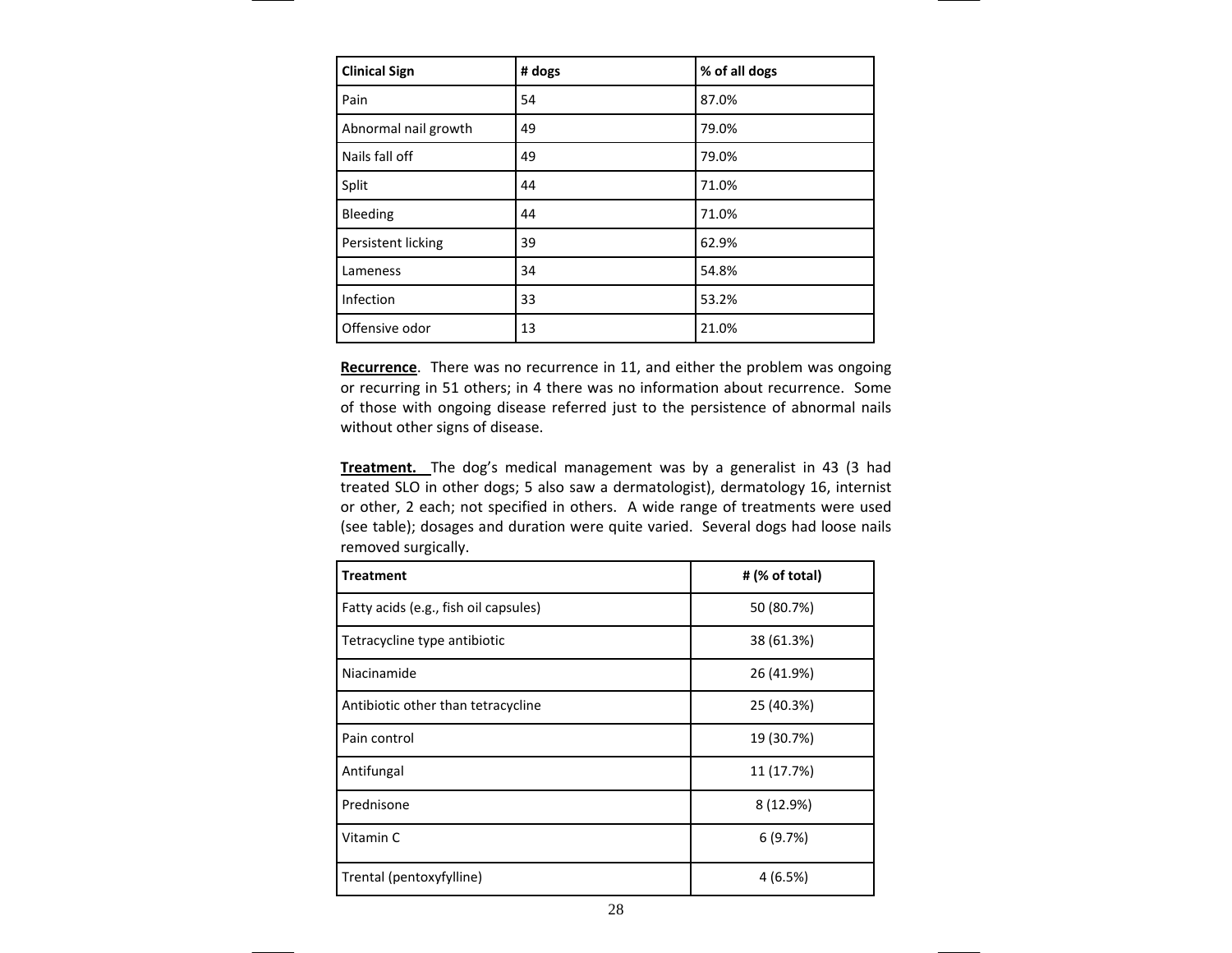| Clinical Sign | # dogs | % of all dogs |
|---|---|---|
| Pain | 54 | 87.0% |
| Abnormal nail growth | 49 | 79.0% |
| Nails fall off | 49 | 79.0% |
| Split | 44 | 71.0% |
| Bleeding | 44 | 71.0% |
| Persistent licking | 39 | 62.9% |
| Lameness | 34 | 54.8% |
| Infection | 33 | 53.2% |
| Offensive odor | 13 | 21.0% |

**Recurrence**. There was no recurrence in 11, and either the problem was ongoing or recurring in 51 others; in 4 there was no information about recurrence. Some of those with ongoing disease referred just to the persistence of abnormal nails without other signs of disease.

**Treatment.** The dog's medical management was by a generalist in 43 (3 had treated SLO in other dogs; 5 also saw a dermatologist), dermatology 16, internist or other, 2 each; not specified in others. A wide range of treatments were used (see table); dosages and duration were quite varied. Several dogs had loose nails removed surgically.

| Treatment | # (% of total) |
|---|---|
| Fatty acids (e.g., fish oil capsules) | 50 (80.7%) |
| Tetracycline type antibiotic | 38 (61.3%) |
| Niacinamide | 26 (41.9%) |
| Antibiotic other than tetracycline | 25 (40.3%) |
| Pain control | 19 (30.7%) |
| Antifungal | 11 (17.7%) |
| Prednisone | 8 (12.9%) |
| Vitamin C | 6 (9.7%) |
| Trental (pentoxyfylline) | 4 (6.5%) |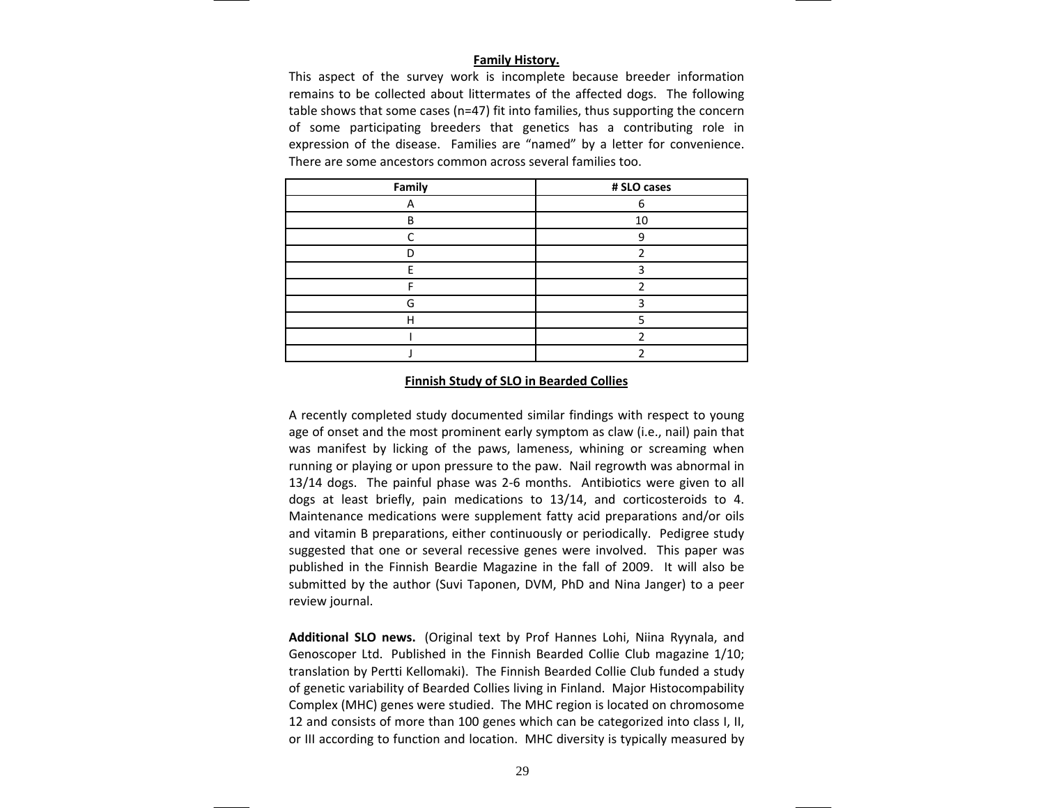## Family History.

This aspect of the survey work is incomplete because breeder information remains to be collected about littermates of the affected dogs. The following table shows that some cases (n=47) fit into families, thus supporting the concern of some participating breeders that genetics has a contributing role in expression of the disease. Families are "named" by a letter for convenience. There are some ancestors common across several families too.

| Family | # SLO cases |
|---|---|
| A | 6 |
| B | 10 |
| C | 9 |
| D | 2 |
| E | 3 |
| F | 2 |
| G | 3 |
| H | 5 |
| I | 2 |
| J | 2 |

## Finnish Study of SLO in Bearded Collies

A recently completed study documented similar findings with respect to young age of onset and the most prominent early symptom as claw (i.e., nail) pain that was manifest by licking of the paws, lameness, whining or screaming when running or playing or upon pressure to the paw. Nail regrowth was abnormal in 13/14 dogs. The painful phase was 2-6 months. Antibiotics were given to all dogs at least briefly, pain medications to 13/14, and corticosteroids to 4. Maintenance medications were supplement fatty acid preparations and/or oils and vitamin B preparations, either continuously or periodically. Pedigree study suggested that one or several recessive genes were involved. This paper was published in the Finnish Beardie Magazine in the fall of 2009. It will also be submitted by the author (Suvi Taponen, DVM, PhD and Nina Janger) to a peer review journal.

**Additional SLO news.** (Original text by Prof Hannes Lohi, Niina Ryynala, and Genoscoper Ltd. Published in the Finnish Bearded Collie Club magazine 1/10; translation by Pertti Kellomaki). The Finnish Bearded Collie Club funded a study of genetic variability of Bearded Collies living in Finland. Major Histocompability Complex (MHC) genes were studied. The MHC region is located on chromosome 12 and consists of more than 100 genes which can be categorized into class I, II, or III according to function and location. MHC diversity is typically measured by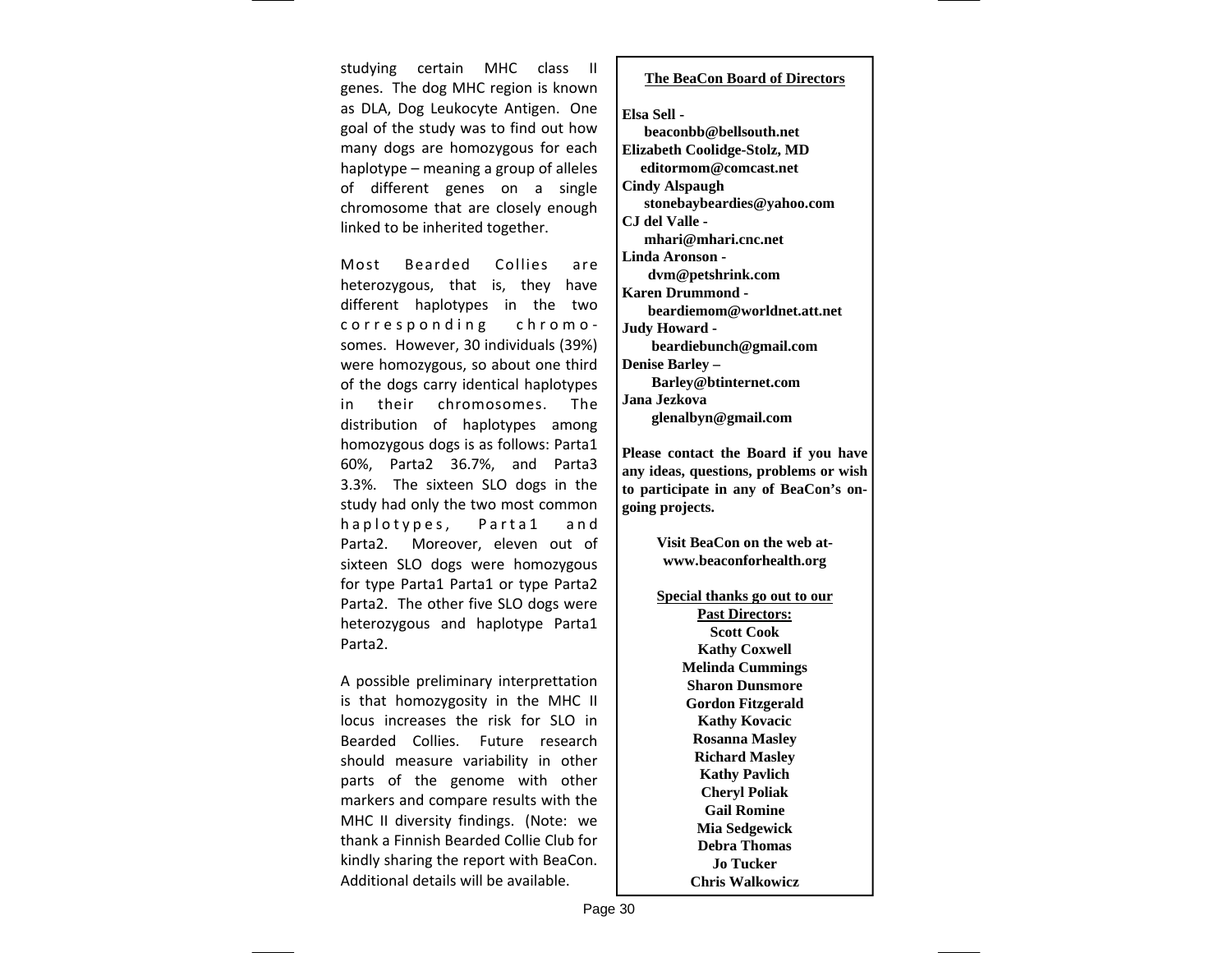studying certain MHC class II genes. The dog MHC region is known as DLA, Dog Leukocyte Antigen. One goal of the study was to find out how many dogs are homozygous for each haplotype – meaning a group of alleles of different genes on a single chromosome that are closely enough linked to be inherited together.

Most Bearded Collies are heterozygous, that is, they have different haplotypes in the two corresponding chromosomes. However, 30 individuals (39%) were homozygous, so about one third of the dogs carry identical haplotypes in their chromosomes. The distribution of haplotypes among homozygous dogs is as follows: Parta1 60%, Parta2 36.7%, and Parta3 3.3%. The sixteen SLO dogs in the study had only the two most common haplotypes, Parta1 and Parta2. Moreover, eleven out of sixteen SLO dogs were homozygous for type Parta1 Parta1 or type Parta2 Parta2. The other five SLO dogs were heterozygous and haplotype Parta1 Parta2.

A possible preliminary interprettation is that homozygosity in the MHC II locus increases the risk for SLO in Bearded Collies. Future research should measure variability in other parts of the genome with other markers and compare results with the MHC II diversity findings. (Note: we thank a Finnish Bearded Collie Club for kindly sharing the report with BeaCon. Additional details will be available.

**The BeaCon Board of Directors**

**Elsa Sell -**
**beaconbb@bellsouth.net**
**Elizabeth Coolidge-Stolz, MD**
**editormom@comcast.net**
**Cindy Alspaugh**
**stonebaybeardies@yahoo.com**
**CJ del Valle -**
**mhari@mhari.cnc.net**
**Linda Aronson -**
**dvm@petshrink.com**
**Karen Drummond -**
**beardiemom@worldnet.att.net**
**Judy Howard -**
**beardiebunch@gmail.com**
**Denise Barley –**
**Barley@btinternet.com**
**Jana Jezkova**
**glenalbyn@gmail.com**

**Please contact the Board if you have any ideas, questions, problems or wish to participate in any of BeaCon's on-going projects.**

**Visit BeaCon on the web at-**
**www.beaconforhealth.org**

**Special thanks go out to our Past Directors:**

**Scott Cook**
**Kathy Coxwell**
**Melinda Cummings**
**Sharon Dunsmore**
**Gordon Fitzgerald**
**Kathy Kovacic**
**Rosanna Masley**
**Richard Masley**
**Kathy Pavlich**
**Cheryl Poliak**
**Gail Romine**
**Mia Sedgewick**
**Debra Thomas**
**Jo Tucker**
**Chris Walkowicz**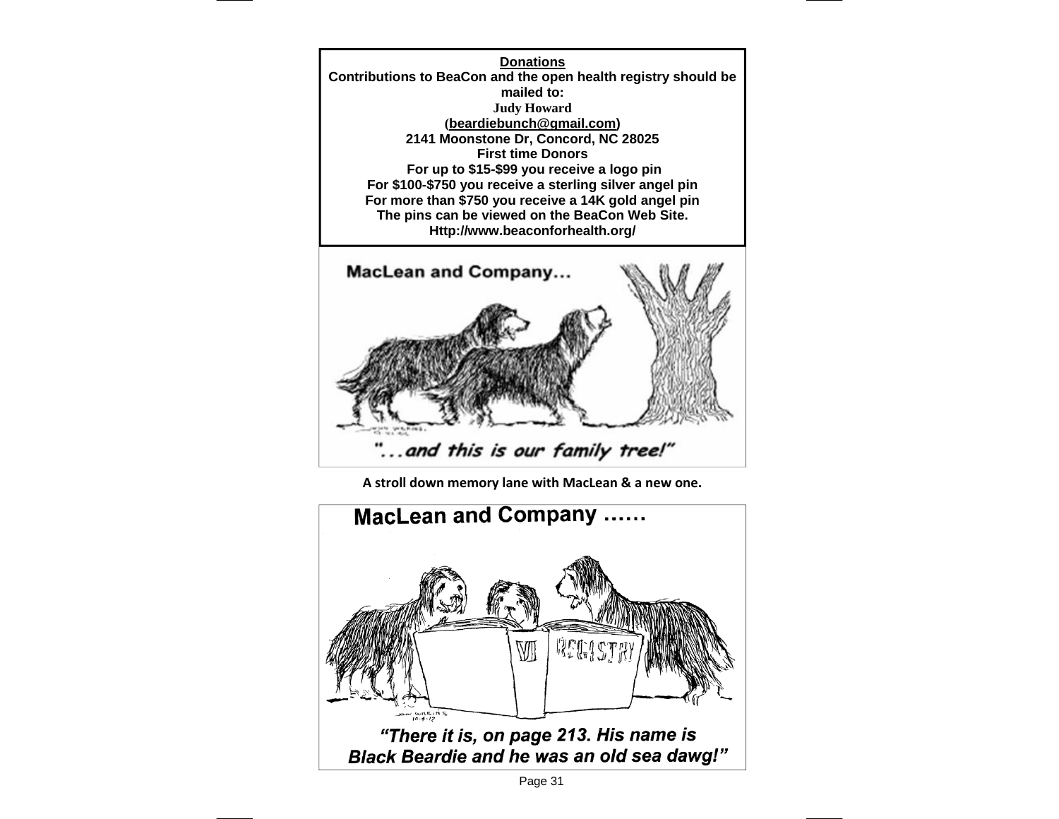**Donations**

**Contributions to BeaCon and the open health registry should be mailed to:**

**Judy Howard**

**(beardiebunch@gmail.com)**

**2141 Moonstone Dr, Concord, NC 28025**

**First time Donors**

**For up to $15-$99 you receive a logo pin**

**For $100-$750 you receive a sterling silver angel pin**

**For more than $750 you receive a 14K gold angel pin**

**The pins can be viewed on the BeaCon Web Site.**

**Http://www.beaconforhealth.org/**

**MacLean and Company…**

*"…and this is our family tree!"*

**A stroll down memory lane with MacLean & a new one.**

**MacLean and Company ……**

***"There it is, on page 213. His name is Black Beardie and he was an old sea dawg!"***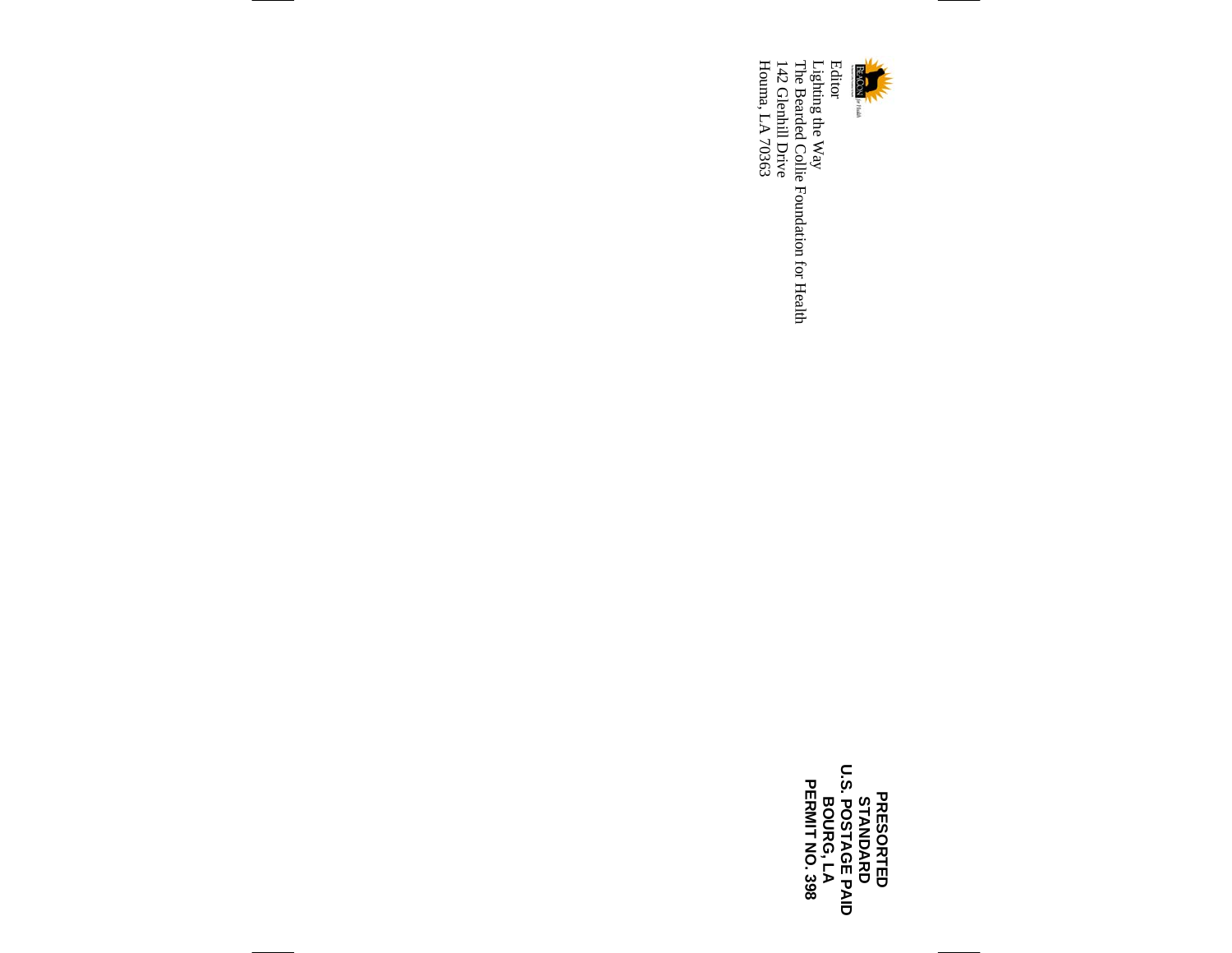Editor
Lighting the Way
The Bearded Collie Foundation for Health
142 Glenhill Drive
Houma, LA 70363

**PRESORTED**
**STANDARD**
**U.S. POSTAGE PAID**
**BOURG, LA**
**PERMIT NO. 398**